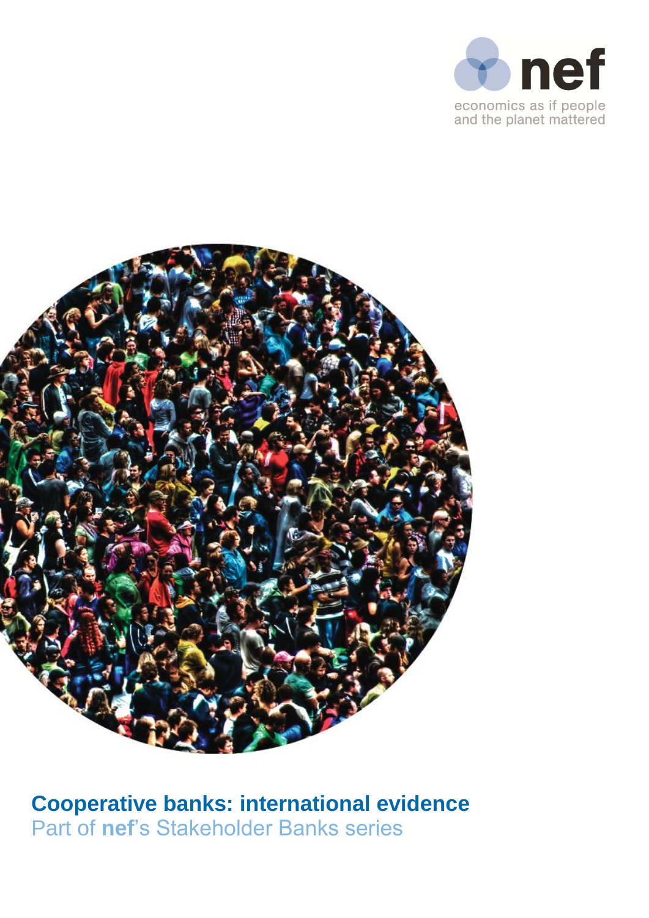nef

economics as if people and the planet mattered

# Cooperative banks: international evidence

Part of **nef**'s Stakeholder Banks series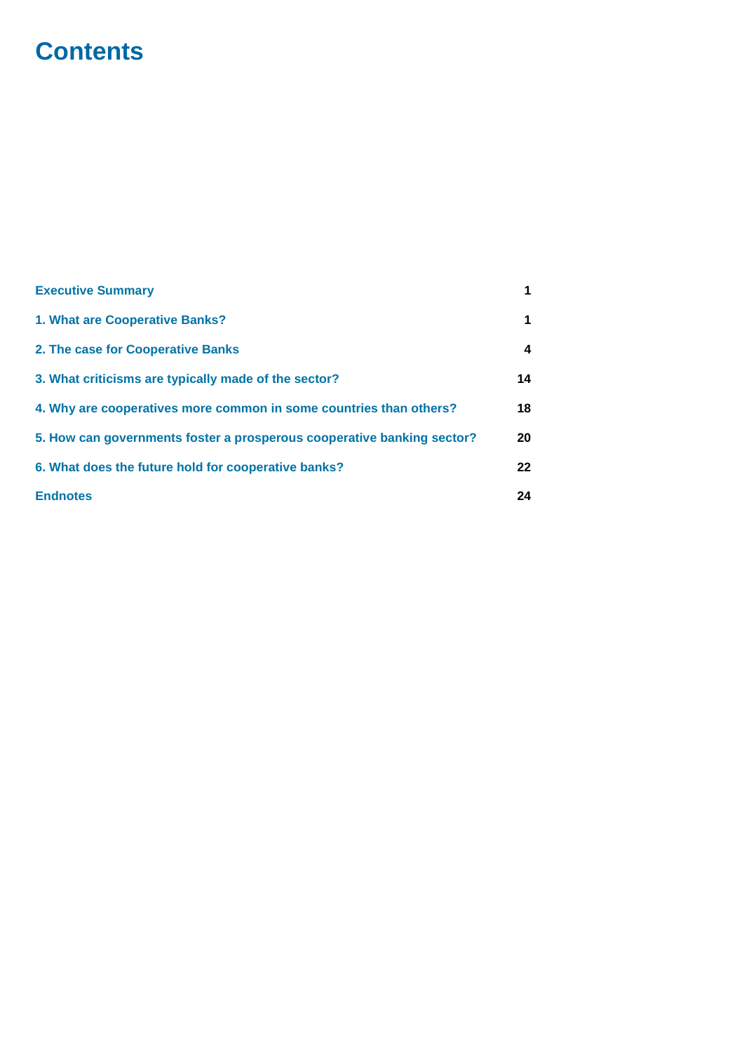# Contents

| | |
|---|---|
| **Executive Summary** | **1** |
| **1. What are Cooperative Banks?** | **1** |
| **2. The case for Cooperative Banks** | **4** |
| **3. What criticisms are typically made of the sector?** | **14** |
| **4. Why are cooperatives more common in some countries than others?** | **18** |
| **5. How can governments foster a prosperous cooperative banking sector?** | **20** |
| **6. What does the future hold for cooperative banks?** | **22** |
| **Endnotes** | **24** |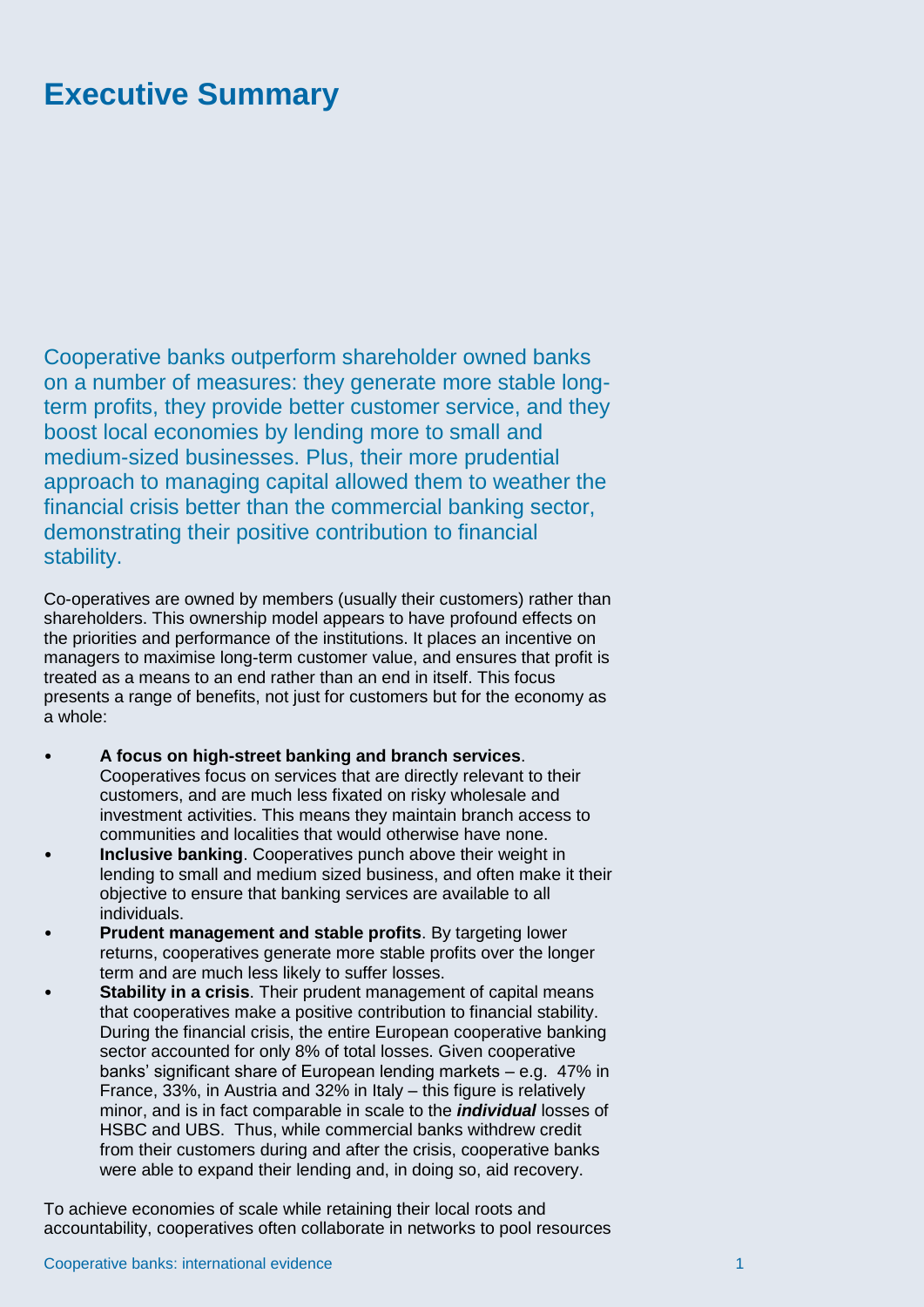# Executive Summary

Cooperative banks outperform shareholder owned banks on a number of measures: they generate more stable long-term profits, they provide better customer service, and they boost local economies by lending more to small and medium-sized businesses. Plus, their more prudential approach to managing capital allowed them to weather the financial crisis better than the commercial banking sector, demonstrating their positive contribution to financial stability.

Co-operatives are owned by members (usually their customers) rather than shareholders. This ownership model appears to have profound effects on the priorities and performance of the institutions. It places an incentive on managers to maximise long-term customer value, and ensures that profit is treated as a means to an end rather than an end in itself. This focus presents a range of benefits, not just for customers but for the economy as a whole:

- **A focus on high-street banking and branch services**. Cooperatives focus on services that are directly relevant to their customers, and are much less fixated on risky wholesale and investment activities. This means they maintain branch access to communities and localities that would otherwise have none.
- **Inclusive banking**. Cooperatives punch above their weight in lending to small and medium sized business, and often make it their objective to ensure that banking services are available to all individuals.
- **Prudent management and stable profits**. By targeting lower returns, cooperatives generate more stable profits over the longer term and are much less likely to suffer losses.
- **Stability in a crisis**. Their prudent management of capital means that cooperatives make a positive contribution to financial stability. During the financial crisis, the entire European cooperative banking sector accounted for only 8% of total losses. Given cooperative banks' significant share of European lending markets – e.g. 47% in France, 33%, in Austria and 32% in Italy – this figure is relatively minor, and is in fact comparable in scale to the ***individual*** losses of HSBC and UBS. Thus, while commercial banks withdrew credit from their customers during and after the crisis, cooperative banks were able to expand their lending and, in doing so, aid recovery.

To achieve economies of scale while retaining their local roots and accountability, cooperatives often collaborate in networks to pool resources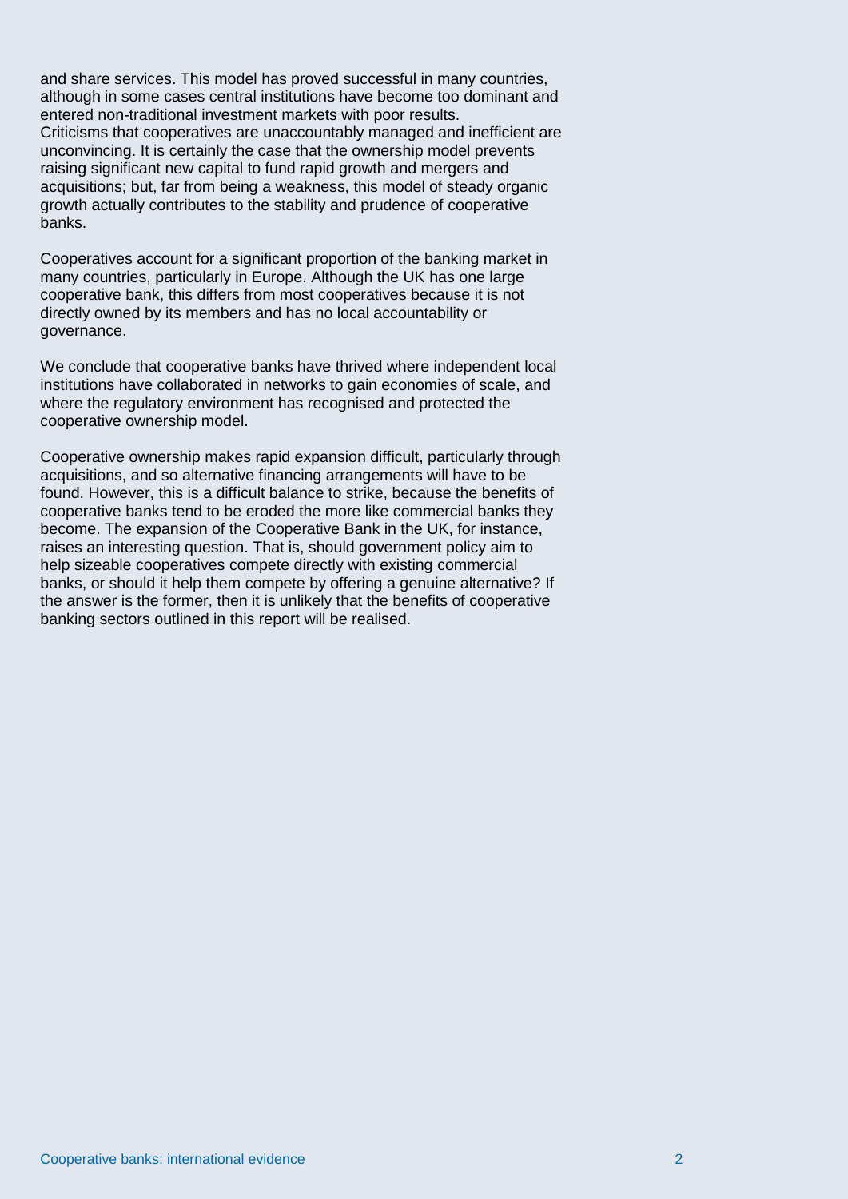and share services. This model has proved successful in many countries, although in some cases central institutions have become too dominant and entered non-traditional investment markets with poor results.
Criticisms that cooperatives are unaccountably managed and inefficient are unconvincing. It is certainly the case that the ownership model prevents raising significant new capital to fund rapid growth and mergers and acquisitions; but, far from being a weakness, this model of steady organic growth actually contributes to the stability and prudence of cooperative banks.

Cooperatives account for a significant proportion of the banking market in many countries, particularly in Europe. Although the UK has one large cooperative bank, this differs from most cooperatives because it is not directly owned by its members and has no local accountability or governance.

We conclude that cooperative banks have thrived where independent local institutions have collaborated in networks to gain economies of scale, and where the regulatory environment has recognised and protected the cooperative ownership model.

Cooperative ownership makes rapid expansion difficult, particularly through acquisitions, and so alternative financing arrangements will have to be found. However, this is a difficult balance to strike, because the benefits of cooperative banks tend to be eroded the more like commercial banks they become. The expansion of the Cooperative Bank in the UK, for instance, raises an interesting question. That is, should government policy aim to help sizeable cooperatives compete directly with existing commercial banks, or should it help them compete by offering a genuine alternative? If the answer is the former, then it is unlikely that the benefits of cooperative banking sectors outlined in this report will be realised.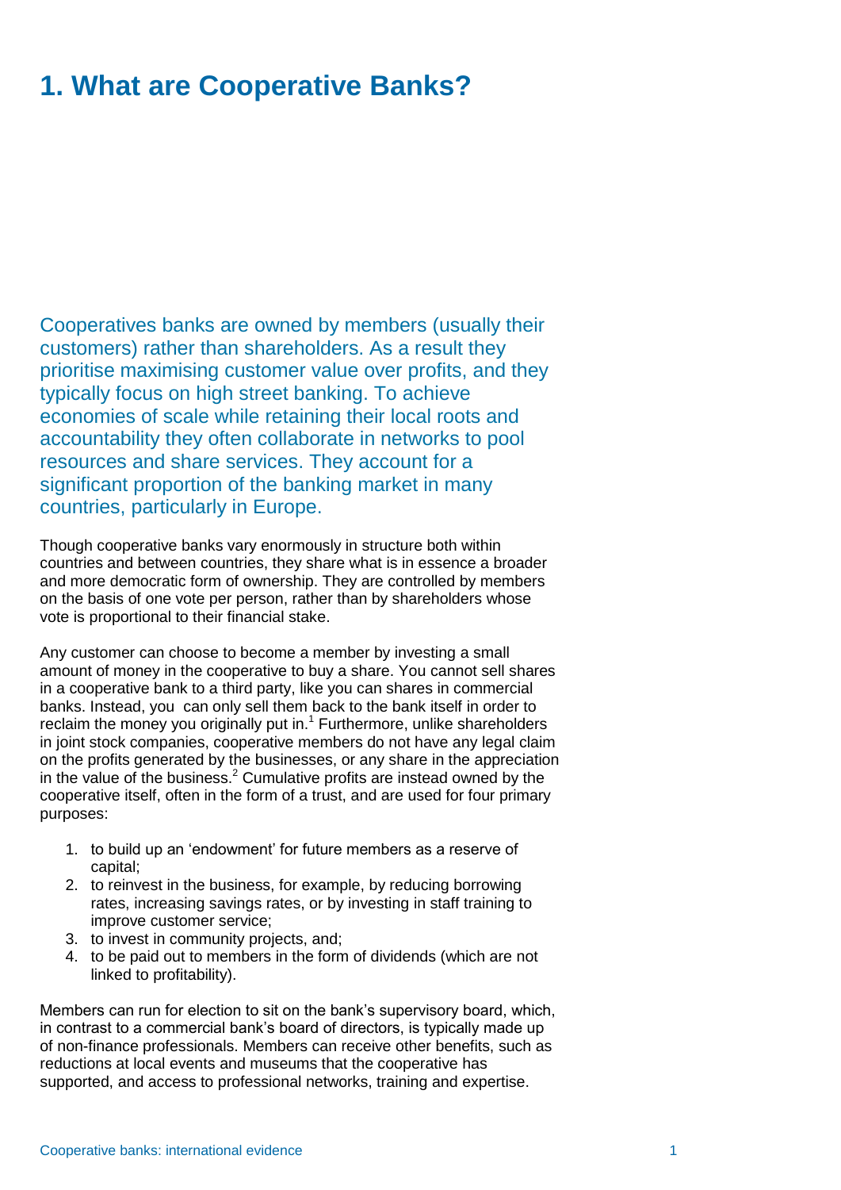# 1. What are Cooperative Banks?

Cooperatives banks are owned by members (usually their customers) rather than shareholders. As a result they prioritise maximising customer value over profits, and they typically focus on high street banking. To achieve economies of scale while retaining their local roots and accountability they often collaborate in networks to pool resources and share services. They account for a significant proportion of the banking market in many countries, particularly in Europe.

Though cooperative banks vary enormously in structure both within countries and between countries, they share what is in essence a broader and more democratic form of ownership. They are controlled by members on the basis of one vote per person, rather than by shareholders whose vote is proportional to their financial stake.

Any customer can choose to become a member by investing a small amount of money in the cooperative to buy a share. You cannot sell shares in a cooperative bank to a third party, like you can shares in commercial banks. Instead, you can only sell them back to the bank itself in order to reclaim the money you originally put in.[1] Furthermore, unlike shareholders in joint stock companies, cooperative members do not have any legal claim on the profits generated by the businesses, or any share in the appreciation in the value of the business.[2] Cumulative profits are instead owned by the cooperative itself, often in the form of a trust, and are used for four primary purposes:

1. to build up an 'endowment' for future members as a reserve of capital;
2. to reinvest in the business, for example, by reducing borrowing rates, increasing savings rates, or by investing in staff training to improve customer service;
3. to invest in community projects, and;
4. to be paid out to members in the form of dividends (which are not linked to profitability).

Members can run for election to sit on the bank's supervisory board, which, in contrast to a commercial bank's board of directors, is typically made up of non-finance professionals. Members can receive other benefits, such as reductions at local events and museums that the cooperative has supported, and access to professional networks, training and expertise.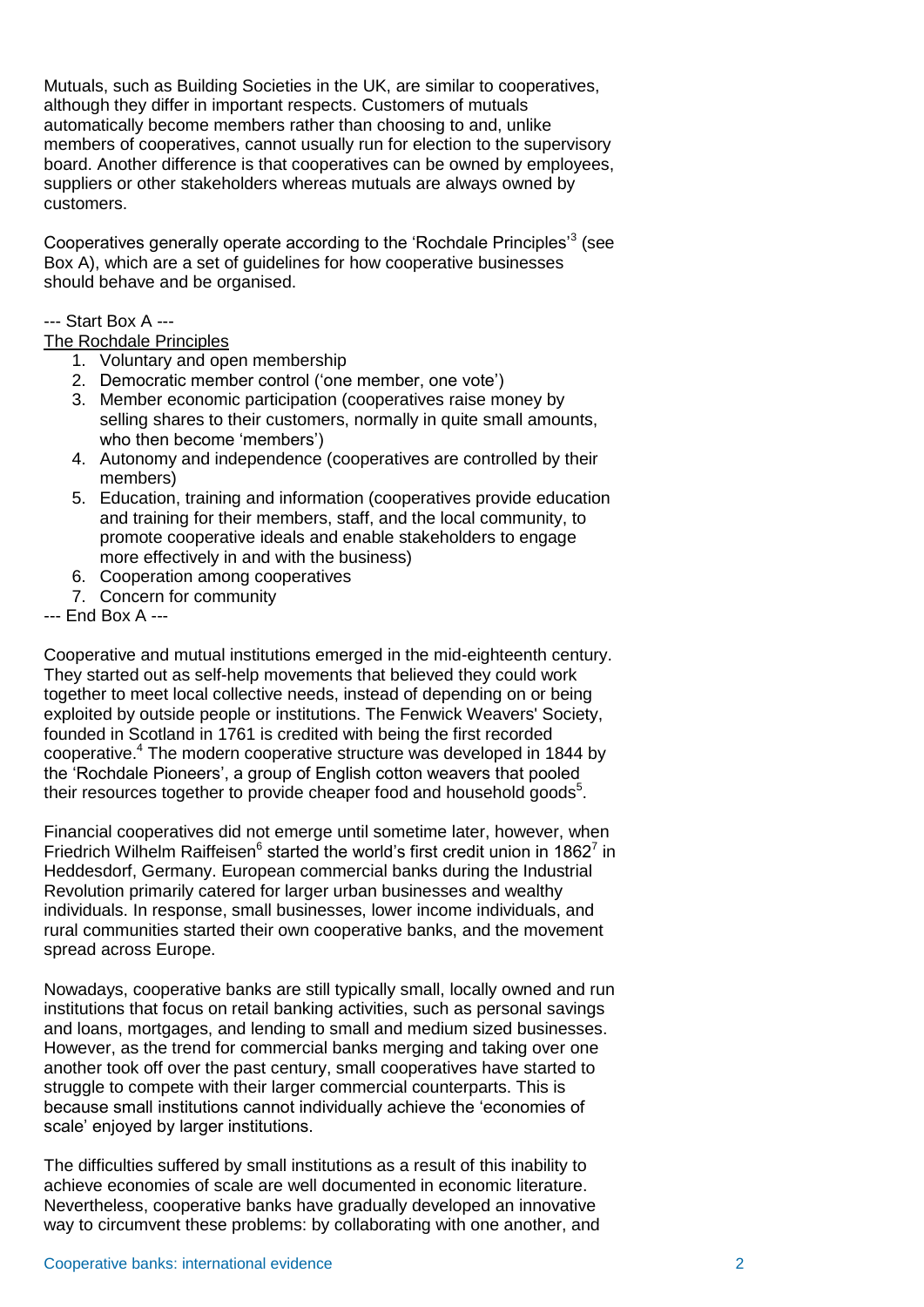Mutuals, such as Building Societies in the UK, are similar to cooperatives, although they differ in important respects. Customers of mutuals automatically become members rather than choosing to and, unlike members of cooperatives, cannot usually run for election to the supervisory board. Another difference is that cooperatives can be owned by employees, suppliers or other stakeholders whereas mutuals are always owned by customers.

Cooperatives generally operate according to the 'Rochdale Principles'[3] (see Box A), which are a set of guidelines for how cooperative businesses should behave and be organised.

--- Start Box A ---

The Rochdale Principles

1. Voluntary and open membership
2. Democratic member control ('one member, one vote')
3. Member economic participation (cooperatives raise money by selling shares to their customers, normally in quite small amounts, who then become 'members')
4. Autonomy and independence (cooperatives are controlled by their members)
5. Education, training and information (cooperatives provide education and training for their members, staff, and the local community, to promote cooperative ideals and enable stakeholders to engage more effectively in and with the business)
6. Cooperation among cooperatives
7. Concern for community

--- End Box A ---

Cooperative and mutual institutions emerged in the mid-eighteenth century. They started out as self-help movements that believed they could work together to meet local collective needs, instead of depending on or being exploited by outside people or institutions. The Fenwick Weavers' Society, founded in Scotland in 1761 is credited with being the first recorded cooperative.[4] The modern cooperative structure was developed in 1844 by the 'Rochdale Pioneers', a group of English cotton weavers that pooled their resources together to provide cheaper food and household goods[5].

Financial cooperatives did not emerge until sometime later, however, when Friedrich Wilhelm Raiffeisen[6] started the world's first credit union in 1862[7] in Heddesdorf, Germany. European commercial banks during the Industrial Revolution primarily catered for larger urban businesses and wealthy individuals. In response, small businesses, lower income individuals, and rural communities started their own cooperative banks, and the movement spread across Europe.

Nowadays, cooperative banks are still typically small, locally owned and run institutions that focus on retail banking activities, such as personal savings and loans, mortgages, and lending to small and medium sized businesses. However, as the trend for commercial banks merging and taking over one another took off over the past century, small cooperatives have started to struggle to compete with their larger commercial counterparts. This is because small institutions cannot individually achieve the 'economies of scale' enjoyed by larger institutions.

The difficulties suffered by small institutions as a result of this inability to achieve economies of scale are well documented in economic literature. Nevertheless, cooperative banks have gradually developed an innovative way to circumvent these problems: by collaborating with one another, and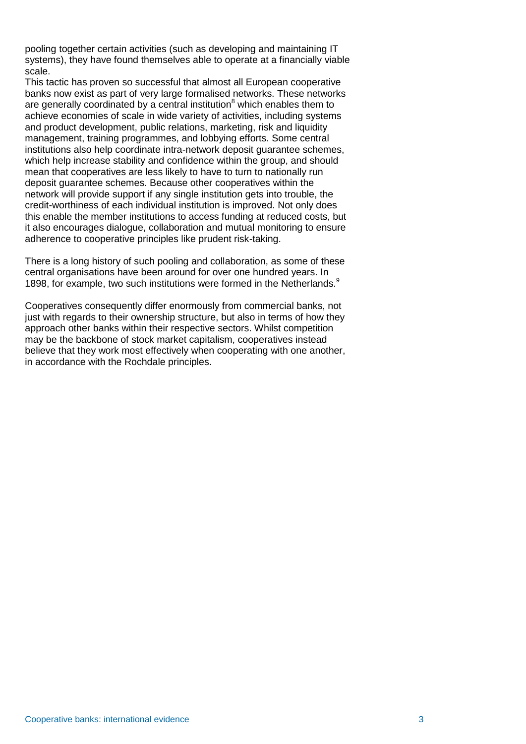pooling together certain activities (such as developing and maintaining IT systems), they have found themselves able to operate at a financially viable scale.

This tactic has proven so successful that almost all European cooperative banks now exist as part of very large formalised networks. These networks are generally coordinated by a central institution[8] which enables them to achieve economies of scale in wide variety of activities, including systems and product development, public relations, marketing, risk and liquidity management, training programmes, and lobbying efforts. Some central institutions also help coordinate intra-network deposit guarantee schemes, which help increase stability and confidence within the group, and should mean that cooperatives are less likely to have to turn to nationally run deposit guarantee schemes. Because other cooperatives within the network will provide support if any single institution gets into trouble, the credit-worthiness of each individual institution is improved. Not only does this enable the member institutions to access funding at reduced costs, but it also encourages dialogue, collaboration and mutual monitoring to ensure adherence to cooperative principles like prudent risk-taking.

There is a long history of such pooling and collaboration, as some of these central organisations have been around for over one hundred years. In 1898, for example, two such institutions were formed in the Netherlands.[9]

Cooperatives consequently differ enormously from commercial banks, not just with regards to their ownership structure, but also in terms of how they approach other banks within their respective sectors. Whilst competition may be the backbone of stock market capitalism, cooperatives instead believe that they work most effectively when cooperating with one another, in accordance with the Rochdale principles.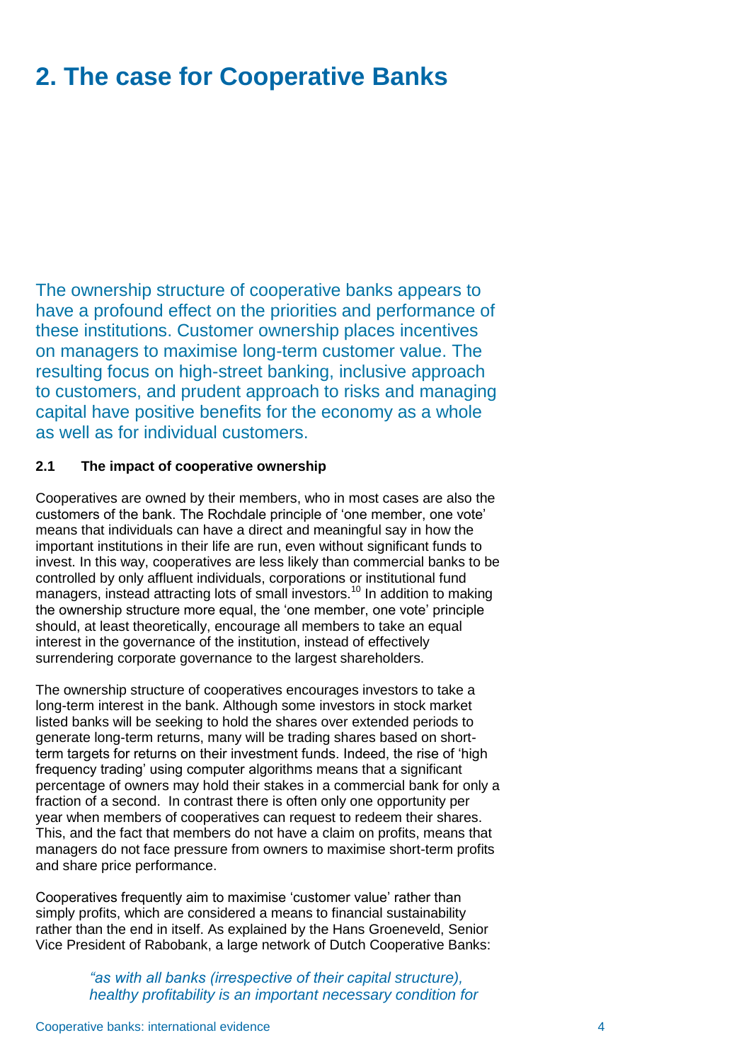# 2. The case for Cooperative Banks

The ownership structure of cooperative banks appears to have a profound effect on the priorities and performance of these institutions. Customer ownership places incentives on managers to maximise long-term customer value. The resulting focus on high-street banking, inclusive approach to customers, and prudent approach to risks and managing capital have positive benefits for the economy as a whole as well as for individual customers.

### 2.1 The impact of cooperative ownership

Cooperatives are owned by their members, who in most cases are also the customers of the bank. The Rochdale principle of 'one member, one vote' means that individuals can have a direct and meaningful say in how the important institutions in their life are run, even without significant funds to invest. In this way, cooperatives are less likely than commercial banks to be controlled by only affluent individuals, corporations or institutional fund managers, instead attracting lots of small investors.[10] In addition to making the ownership structure more equal, the 'one member, one vote' principle should, at least theoretically, encourage all members to take an equal interest in the governance of the institution, instead of effectively surrendering corporate governance to the largest shareholders.

The ownership structure of cooperatives encourages investors to take a long-term interest in the bank. Although some investors in stock market listed banks will be seeking to hold the shares over extended periods to generate long-term returns, many will be trading shares based on short-term targets for returns on their investment funds. Indeed, the rise of 'high frequency trading' using computer algorithms means that a significant percentage of owners may hold their stakes in a commercial bank for only a fraction of a second. In contrast there is often only one opportunity per year when members of cooperatives can request to redeem their shares. This, and the fact that members do not have a claim on profits, means that managers do not face pressure from owners to maximise short-term profits and share price performance.

Cooperatives frequently aim to maximise 'customer value' rather than simply profits, which are considered a means to financial sustainability rather than the end in itself. As explained by the Hans Groeneveld, Senior Vice President of Rabobank, a large network of Dutch Cooperative Banks:

> *"as with all banks (irrespective of their capital structure), healthy profitability is an important necessary condition for*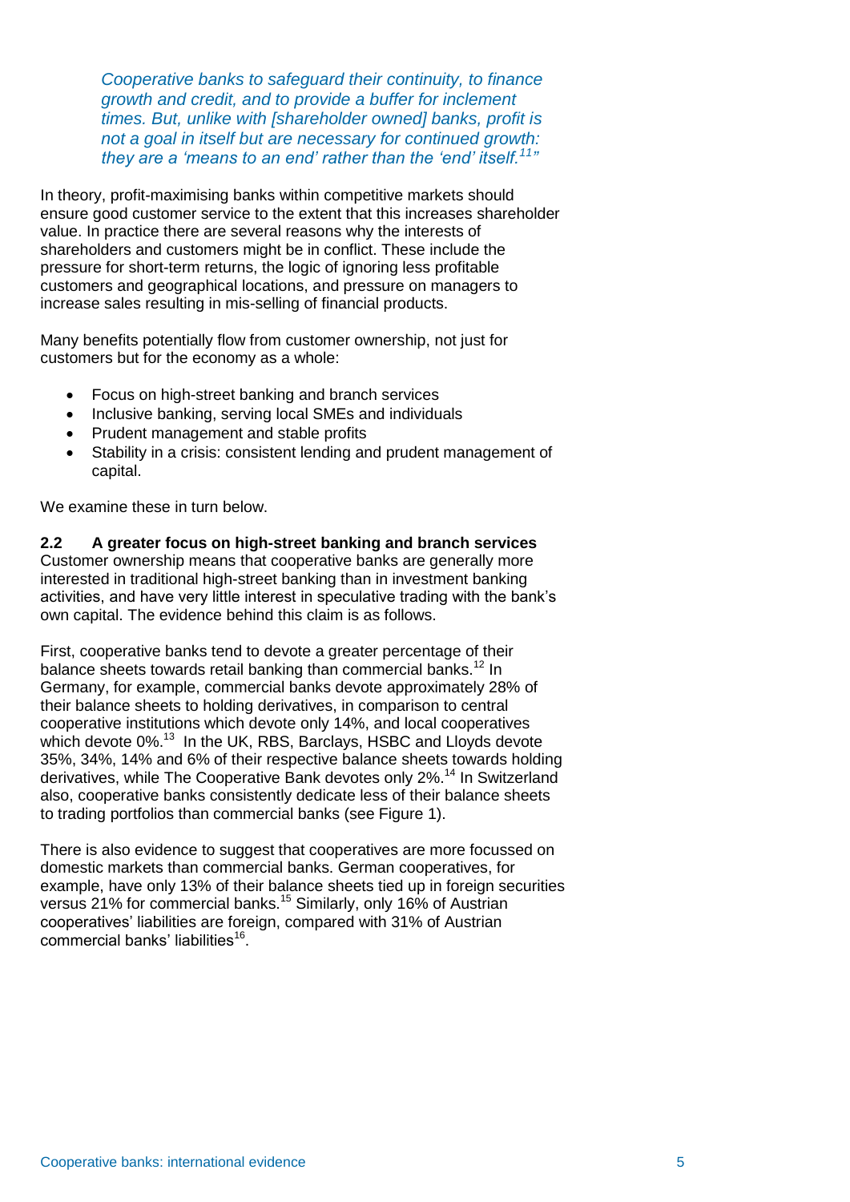*Cooperative banks to safeguard their continuity, to finance growth and credit, and to provide a buffer for inclement times. But, unlike with [shareholder owned] banks, profit is not a goal in itself but are necessary for continued growth: they are a 'means to an end' rather than the 'end' itself.[11]"*

In theory, profit-maximising banks within competitive markets should ensure good customer service to the extent that this increases shareholder value. In practice there are several reasons why the interests of shareholders and customers might be in conflict. These include the pressure for short-term returns, the logic of ignoring less profitable customers and geographical locations, and pressure on managers to increase sales resulting in mis-selling of financial products.

Many benefits potentially flow from customer ownership, not just for customers but for the economy as a whole:

- Focus on high-street banking and branch services
- Inclusive banking, serving local SMEs and individuals
- Prudent management and stable profits
- Stability in a crisis: consistent lending and prudent management of capital.

We examine these in turn below.

## 2.2 A greater focus on high-street banking and branch services

Customer ownership means that cooperative banks are generally more interested in traditional high-street banking than in investment banking activities, and have very little interest in speculative trading with the bank's own capital. The evidence behind this claim is as follows.

First, cooperative banks tend to devote a greater percentage of their balance sheets towards retail banking than commercial banks.[12] In Germany, for example, commercial banks devote approximately 28% of their balance sheets to holding derivatives, in comparison to central cooperative institutions which devote only 14%, and local cooperatives which devote 0%.[13] In the UK, RBS, Barclays, HSBC and Lloyds devote 35%, 34%, 14% and 6% of their respective balance sheets towards holding derivatives, while The Cooperative Bank devotes only 2%.[14] In Switzerland also, cooperative banks consistently dedicate less of their balance sheets to trading portfolios than commercial banks (see Figure 1).

There is also evidence to suggest that cooperatives are more focussed on domestic markets than commercial banks. German cooperatives, for example, have only 13% of their balance sheets tied up in foreign securities versus 21% for commercial banks.[15] Similarly, only 16% of Austrian cooperatives' liabilities are foreign, compared with 31% of Austrian commercial banks' liabilities[16].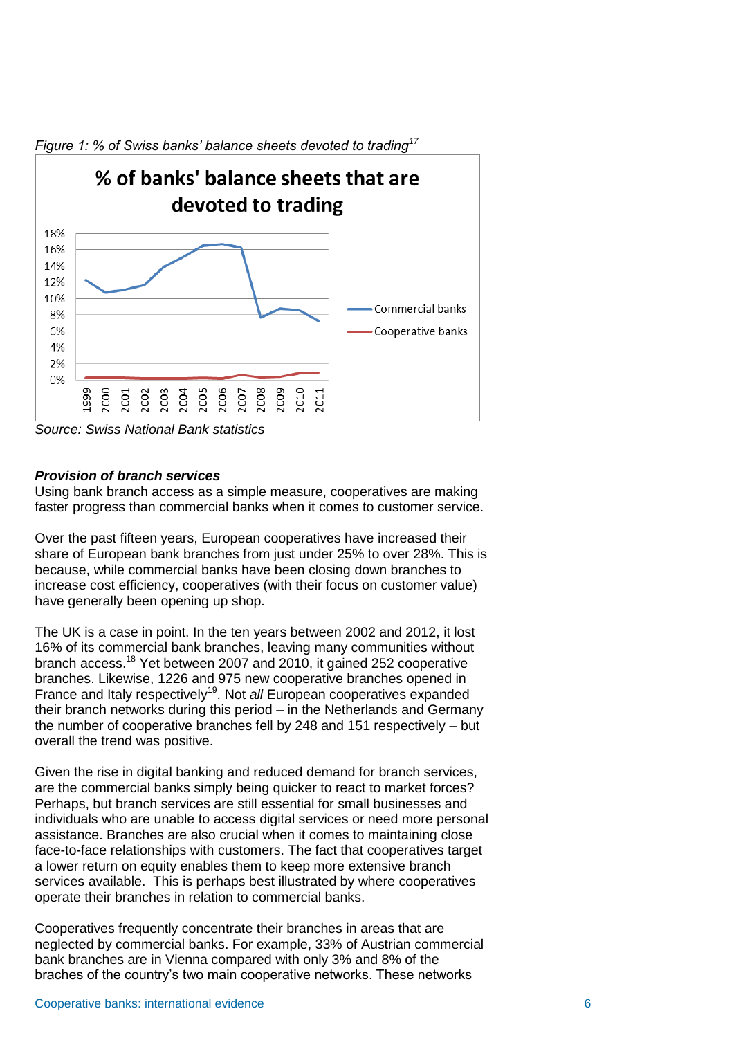*Figure 1: % of Swiss banks' balance sheets devoted to trading*[17]

*Source: Swiss National Bank statistics*

***Provision of branch services***

Using bank branch access as a simple measure, cooperatives are making faster progress than commercial banks when it comes to customer service.

Over the past fifteen years, European cooperatives have increased their share of European bank branches from just under 25% to over 28%. This is because, while commercial banks have been closing down branches to increase cost efficiency, cooperatives (with their focus on customer value) have generally been opening up shop.

The UK is a case in point. In the ten years between 2002 and 2012, it lost 16% of its commercial bank branches, leaving many communities without branch access.[18] Yet between 2007 and 2010, it gained 252 cooperative branches. Likewise, 1226 and 975 new cooperative branches opened in France and Italy respectively[19]. Not *all* European cooperatives expanded their branch networks during this period – in the Netherlands and Germany the number of cooperative branches fell by 248 and 151 respectively – but overall the trend was positive.

Given the rise in digital banking and reduced demand for branch services, are the commercial banks simply being quicker to react to market forces? Perhaps, but branch services are still essential for small businesses and individuals who are unable to access digital services or need more personal assistance. Branches are also crucial when it comes to maintaining close face-to-face relationships with customers. The fact that cooperatives target a lower return on equity enables them to keep more extensive branch services available. This is perhaps best illustrated by where cooperatives operate their branches in relation to commercial banks.

Cooperatives frequently concentrate their branches in areas that are neglected by commercial banks. For example, 33% of Austrian commercial bank branches are in Vienna compared with only 3% and 8% of the braches of the country's two main cooperative networks. These networks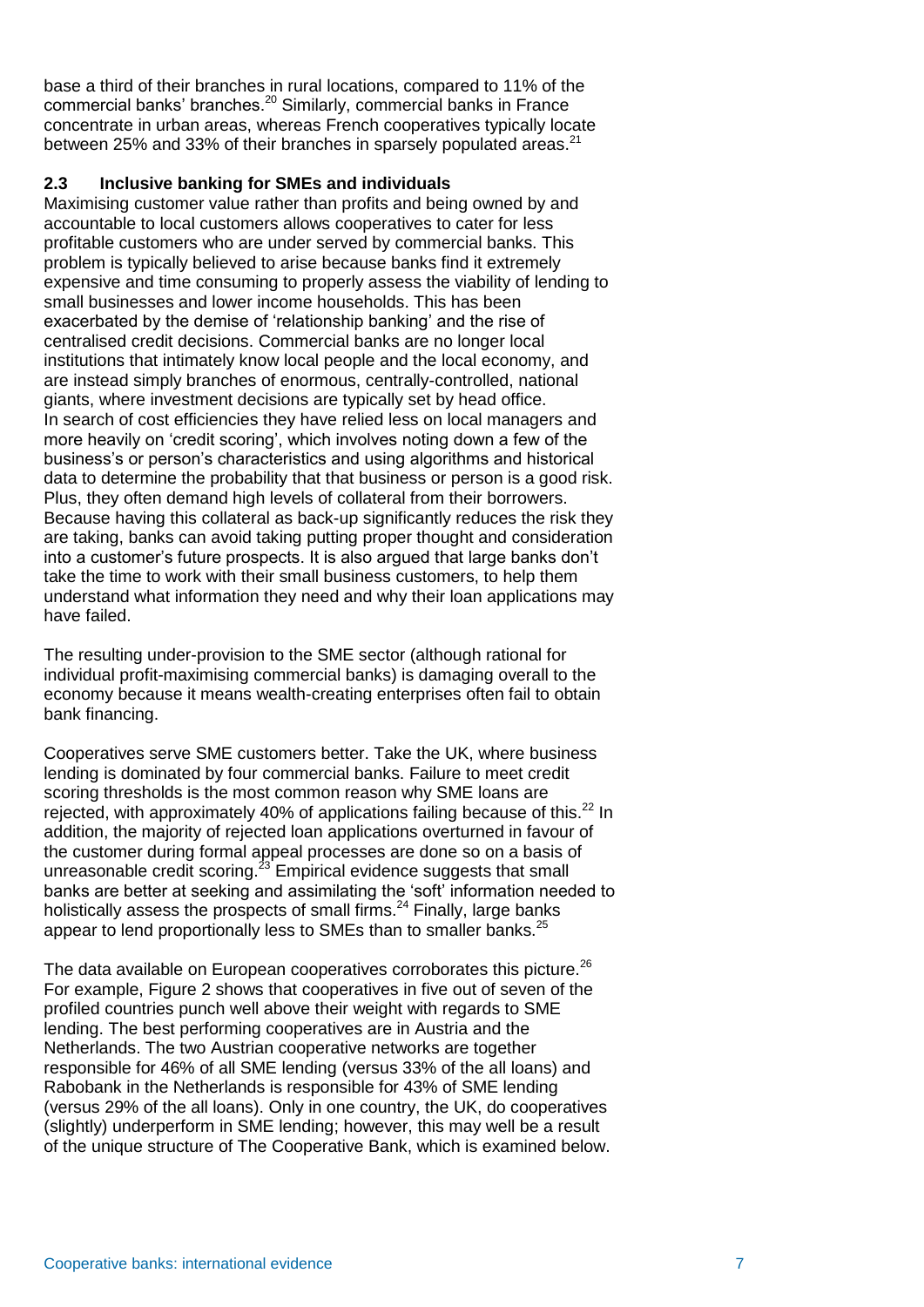base a third of their branches in rural locations, compared to 11% of the commercial banks' branches.[20] Similarly, commercial banks in France concentrate in urban areas, whereas French cooperatives typically locate between 25% and 33% of their branches in sparsely populated areas.[21]

### 2.3 Inclusive banking for SMEs and individuals

Maximising customer value rather than profits and being owned by and accountable to local customers allows cooperatives to cater for less profitable customers who are under served by commercial banks. This problem is typically believed to arise because banks find it extremely expensive and time consuming to properly assess the viability of lending to small businesses and lower income households. This has been exacerbated by the demise of 'relationship banking' and the rise of centralised credit decisions. Commercial banks are no longer local institutions that intimately know local people and the local economy, and are instead simply branches of enormous, centrally-controlled, national giants, where investment decisions are typically set by head office. In search of cost efficiencies they have relied less on local managers and more heavily on 'credit scoring', which involves noting down a few of the business's or person's characteristics and using algorithms and historical data to determine the probability that that business or person is a good risk. Plus, they often demand high levels of collateral from their borrowers. Because having this collateral as back-up significantly reduces the risk they are taking, banks can avoid taking putting proper thought and consideration into a customer's future prospects. It is also argued that large banks don't take the time to work with their small business customers, to help them understand what information they need and why their loan applications may have failed.

The resulting under-provision to the SME sector (although rational for individual profit-maximising commercial banks) is damaging overall to the economy because it means wealth-creating enterprises often fail to obtain bank financing.

Cooperatives serve SME customers better. Take the UK, where business lending is dominated by four commercial banks. Failure to meet credit scoring thresholds is the most common reason why SME loans are rejected, with approximately 40% of applications failing because of this.[22] In addition, the majority of rejected loan applications overturned in favour of the customer during formal appeal processes are done so on a basis of unreasonable credit scoring.[23] Empirical evidence suggests that small banks are better at seeking and assimilating the 'soft' information needed to holistically assess the prospects of small firms.[24] Finally, large banks appear to lend proportionally less to SMEs than to smaller banks.[25]

The data available on European cooperatives corroborates this picture.[26] For example, Figure 2 shows that cooperatives in five out of seven of the profiled countries punch well above their weight with regards to SME lending. The best performing cooperatives are in Austria and the Netherlands. The two Austrian cooperative networks are together responsible for 46% of all SME lending (versus 33% of the all loans) and Rabobank in the Netherlands is responsible for 43% of SME lending (versus 29% of the all loans). Only in one country, the UK, do cooperatives (slightly) underperform in SME lending; however, this may well be a result of the unique structure of The Cooperative Bank, which is examined below.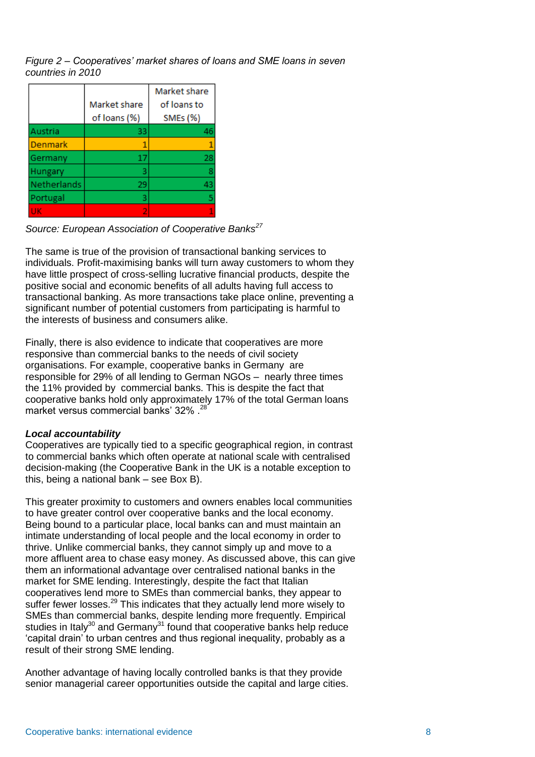*Figure 2 – Cooperatives' market shares of loans and SME loans in seven countries in 2010*

|  | Market share of loans (%) | Market share of loans to SMEs (%) |
|---|---|---|
| Austria | 33 | 46 |
| Denmark | 1 | 1 |
| Germany | 17 | 28 |
| Hungary | 3 | 8 |
| Netherlands | 29 | 43 |
| Portugal | 3 | 5 |
| UK | 2 | 1 |

*Source: European Association of Cooperative Banks*[27]

The same is true of the provision of transactional banking services to individuals. Profit-maximising banks will turn away customers to whom they have little prospect of cross-selling lucrative financial products, despite the positive social and economic benefits of all adults having full access to transactional banking. As more transactions take place online, preventing a significant number of potential customers from participating is harmful to the interests of business and consumers alike.

Finally, there is also evidence to indicate that cooperatives are more responsive than commercial banks to the needs of civil society organisations. For example, cooperative banks in Germany are responsible for 29% of all lending to German NGOs – nearly three times the 11% provided by commercial banks. This is despite the fact that cooperative banks hold only approximately 17% of the total German loans market versus commercial banks' 32% .[28]

***Local accountability***

Cooperatives are typically tied to a specific geographical region, in contrast to commercial banks which often operate at national scale with centralised decision-making (the Cooperative Bank in the UK is a notable exception to this, being a national bank – see Box B).

This greater proximity to customers and owners enables local communities to have greater control over cooperative banks and the local economy. Being bound to a particular place, local banks can and must maintain an intimate understanding of local people and the local economy in order to thrive. Unlike commercial banks, they cannot simply up and move to a more affluent area to chase easy money. As discussed above, this can give them an informational advantage over centralised national banks in the market for SME lending. Interestingly, despite the fact that Italian cooperatives lend more to SMEs than commercial banks, they appear to suffer fewer losses.[29] This indicates that they actually lend more wisely to SMEs than commercial banks, despite lending more frequently. Empirical studies in Italy[30] and Germany[31] found that cooperative banks help reduce 'capital drain' to urban centres and thus regional inequality, probably as a result of their strong SME lending.

Another advantage of having locally controlled banks is that they provide senior managerial career opportunities outside the capital and large cities.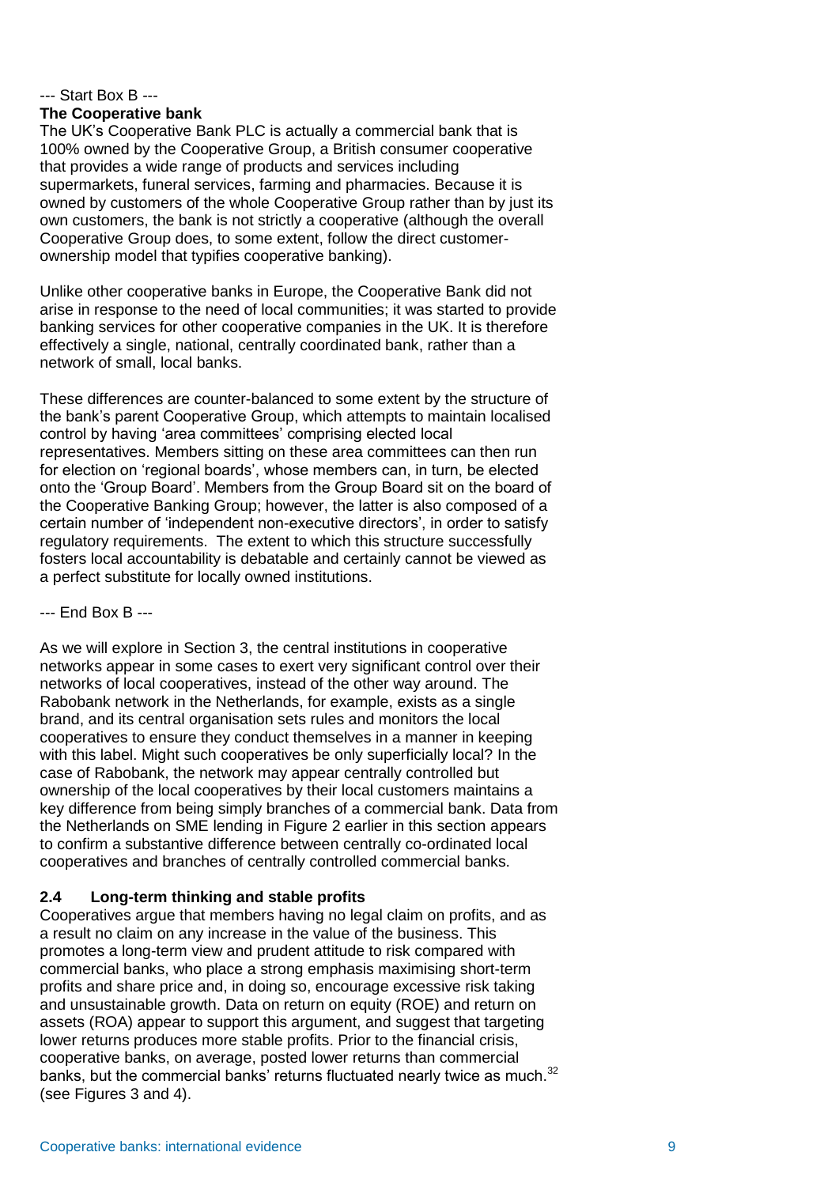--- Start Box B ---

**The Cooperative bank**

The UK's Cooperative Bank PLC is actually a commercial bank that is 100% owned by the Cooperative Group, a British consumer cooperative that provides a wide range of products and services including supermarkets, funeral services, farming and pharmacies. Because it is owned by customers of the whole Cooperative Group rather than by just its own customers, the bank is not strictly a cooperative (although the overall Cooperative Group does, to some extent, follow the direct customer-ownership model that typifies cooperative banking).

Unlike other cooperative banks in Europe, the Cooperative Bank did not arise in response to the need of local communities; it was started to provide banking services for other cooperative companies in the UK. It is therefore effectively a single, national, centrally coordinated bank, rather than a network of small, local banks.

These differences are counter-balanced to some extent by the structure of the bank's parent Cooperative Group, which attempts to maintain localised control by having 'area committees' comprising elected local representatives. Members sitting on these area committees can then run for election on 'regional boards', whose members can, in turn, be elected onto the 'Group Board'. Members from the Group Board sit on the board of the Cooperative Banking Group; however, the latter is also composed of a certain number of 'independent non-executive directors', in order to satisfy regulatory requirements. The extent to which this structure successfully fosters local accountability is debatable and certainly cannot be viewed as a perfect substitute for locally owned institutions.

--- End Box B ---

As we will explore in Section 3, the central institutions in cooperative networks appear in some cases to exert very significant control over their networks of local cooperatives, instead of the other way around. The Rabobank network in the Netherlands, for example, exists as a single brand, and its central organisation sets rules and monitors the local cooperatives to ensure they conduct themselves in a manner in keeping with this label. Might such cooperatives be only superficially local? In the case of Rabobank, the network may appear centrally controlled but ownership of the local cooperatives by their local customers maintains a key difference from being simply branches of a commercial bank. Data from the Netherlands on SME lending in Figure 2 earlier in this section appears to confirm a substantive difference between centrally co-ordinated local cooperatives and branches of centrally controlled commercial banks.

## 2.4 Long-term thinking and stable profits

Cooperatives argue that members having no legal claim on profits, and as a result no claim on any increase in the value of the business. This promotes a long-term view and prudent attitude to risk compared with commercial banks, who place a strong emphasis maximising short-term profits and share price and, in doing so, encourage excessive risk taking and unsustainable growth. Data on return on equity (ROE) and return on assets (ROA) appear to support this argument, and suggest that targeting lower returns produces more stable profits. Prior to the financial crisis, cooperative banks, on average, posted lower returns than commercial banks, but the commercial banks' returns fluctuated nearly twice as much.[32] (see Figures 3 and 4).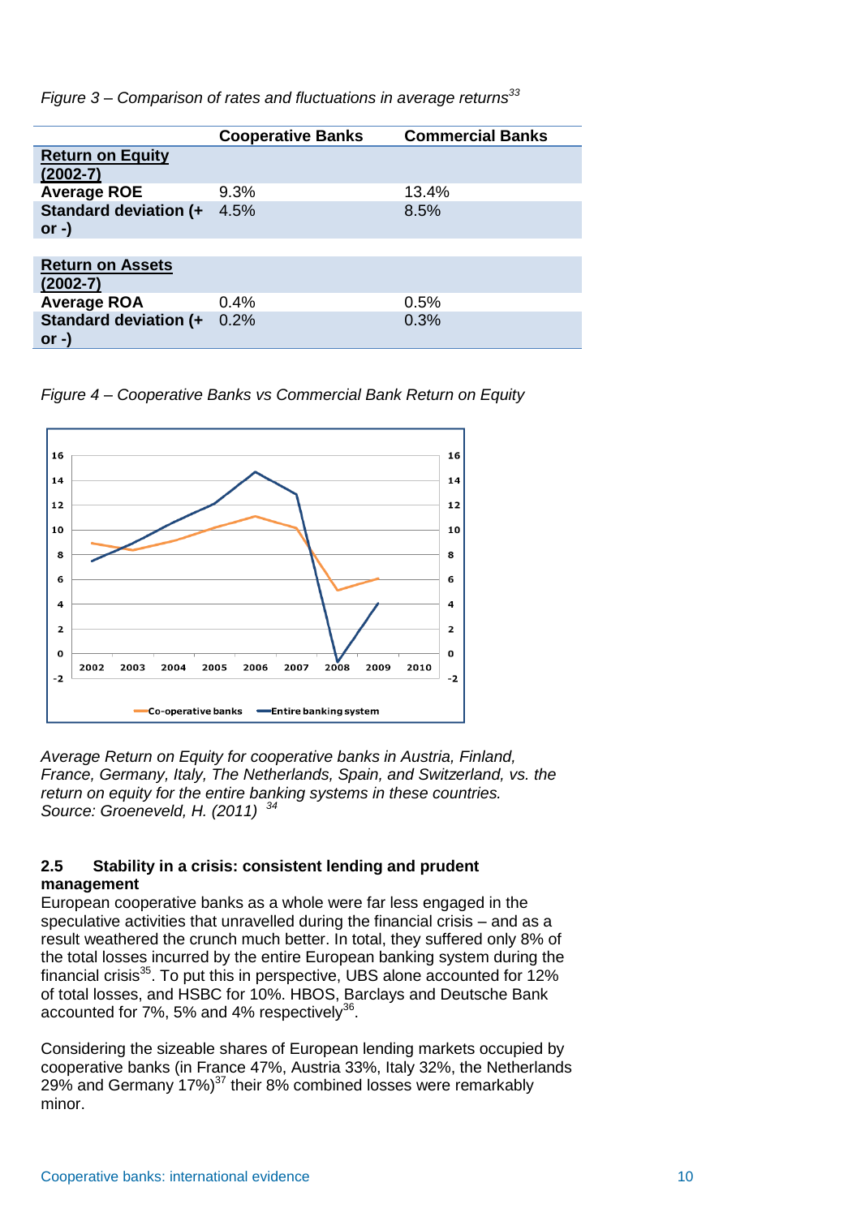*Figure 3 – Comparison of rates and fluctuations in average returns[33]*

| | Cooperative Banks | Commercial Banks |
|---|---|---|
| **Return on Equity (2002-7)** | | |
| **Average ROE** | 9.3% | 13.4% |
| **Standard deviation (+ or -)** | 4.5% | 8.5% |
| | | |
| **Return on Assets (2002-7)** | | |
| **Average ROA** | 0.4% | 0.5% |
| **Standard deviation (+ or -)** | 0.2% | 0.3% |

*Figure 4 – Cooperative Banks vs Commercial Bank Return on Equity*

*Average Return on Equity for cooperative banks in Austria, Finland, France, Germany, Italy, The Netherlands, Spain, and Switzerland, vs. the return on equity for the entire banking systems in these countries. Source: Groeneveld, H. (2011)* [34]

### 2.5 Stability in a crisis: consistent lending and prudent management

European cooperative banks as a whole were far less engaged in the speculative activities that unravelled during the financial crisis – and as a result weathered the crunch much better. In total, they suffered only 8% of the total losses incurred by the entire European banking system during the financial crisis[35]. To put this in perspective, UBS alone accounted for 12% of total losses, and HSBC for 10%. HBOS, Barclays and Deutsche Bank accounted for 7%, 5% and 4% respectively[36].

Considering the sizeable shares of European lending markets occupied by cooperative banks (in France 47%, Austria 33%, Italy 32%, the Netherlands 29% and Germany 17%)[37] their 8% combined losses were remarkably minor.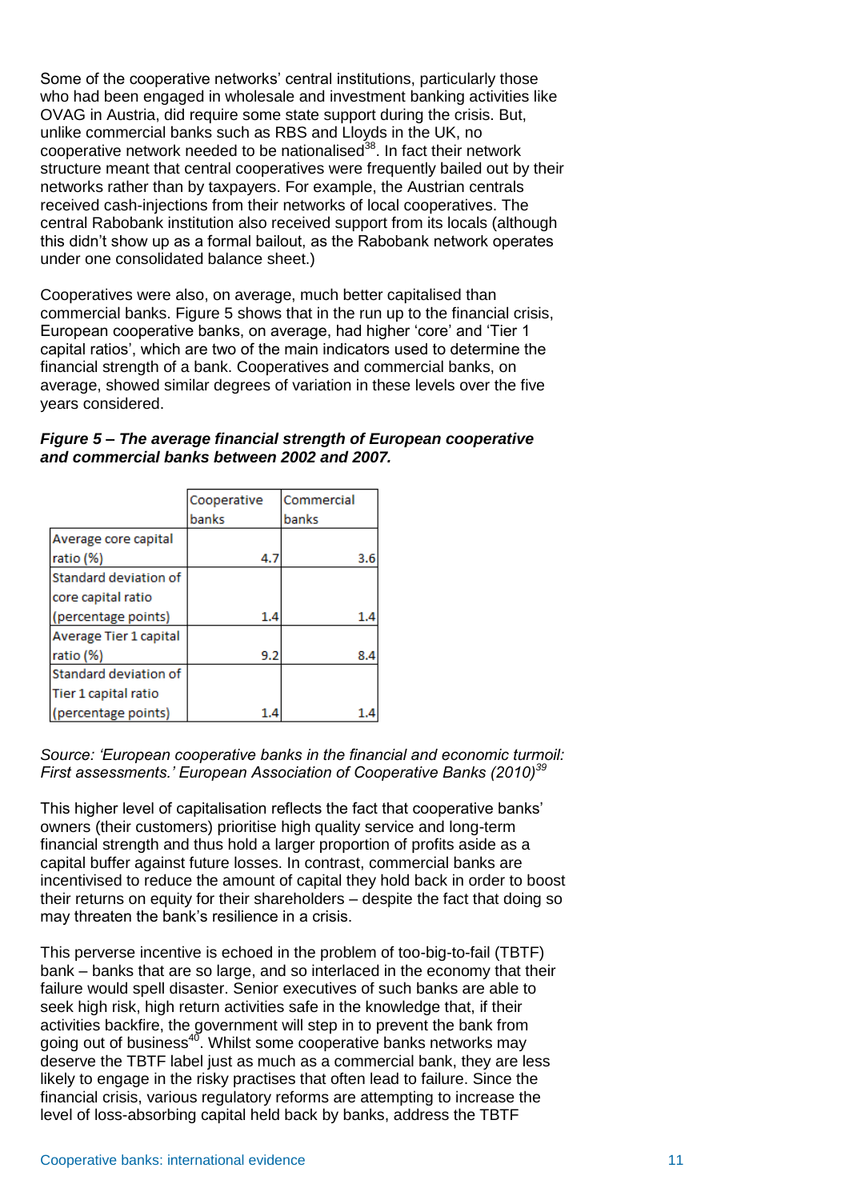Some of the cooperative networks' central institutions, particularly those who had been engaged in wholesale and investment banking activities like OVAG in Austria, did require some state support during the crisis. But, unlike commercial banks such as RBS and Lloyds in the UK, no cooperative network needed to be nationalised[38]. In fact their network structure meant that central cooperatives were frequently bailed out by their networks rather than by taxpayers. For example, the Austrian centrals received cash-injections from their networks of local cooperatives. The central Rabobank institution also received support from its locals (although this didn't show up as a formal bailout, as the Rabobank network operates under one consolidated balance sheet.)

Cooperatives were also, on average, much better capitalised than commercial banks. Figure 5 shows that in the run up to the financial crisis, European cooperative banks, on average, had higher 'core' and 'Tier 1 capital ratios', which are two of the main indicators used to determine the financial strength of a bank. Cooperatives and commercial banks, on average, showed similar degrees of variation in these levels over the five years considered.

***Figure 5 – The average financial strength of European cooperative and commercial banks between 2002 and 2007.***

| | Cooperative banks | Commercial banks |
|---|---|---|
| Average core capital ratio (%) | 4.7 | 3.6 |
| Standard deviation of core capital ratio (percentage points) | 1.4 | 1.4 |
| Average Tier 1 capital ratio (%) | 9.2 | 8.4 |
| Standard deviation of Tier 1 capital ratio (percentage points) | 1.4 | 1.4 |

*Source: 'European cooperative banks in the financial and economic turmoil: First assessments.' European Association of Cooperative Banks (2010)*[39]

This higher level of capitalisation reflects the fact that cooperative banks' owners (their customers) prioritise high quality service and long-term financial strength and thus hold a larger proportion of profits aside as a capital buffer against future losses. In contrast, commercial banks are incentivised to reduce the amount of capital they hold back in order to boost their returns on equity for their shareholders – despite the fact that doing so may threaten the bank's resilience in a crisis.

This perverse incentive is echoed in the problem of too-big-to-fail (TBTF) bank – banks that are so large, and so interlaced in the economy that their failure would spell disaster. Senior executives of such banks are able to seek high risk, high return activities safe in the knowledge that, if their activities backfire, the government will step in to prevent the bank from going out of business[40]. Whilst some cooperative banks networks may deserve the TBTF label just as much as a commercial bank, they are less likely to engage in the risky practises that often lead to failure. Since the financial crisis, various regulatory reforms are attempting to increase the level of loss-absorbing capital held back by banks, address the TBTF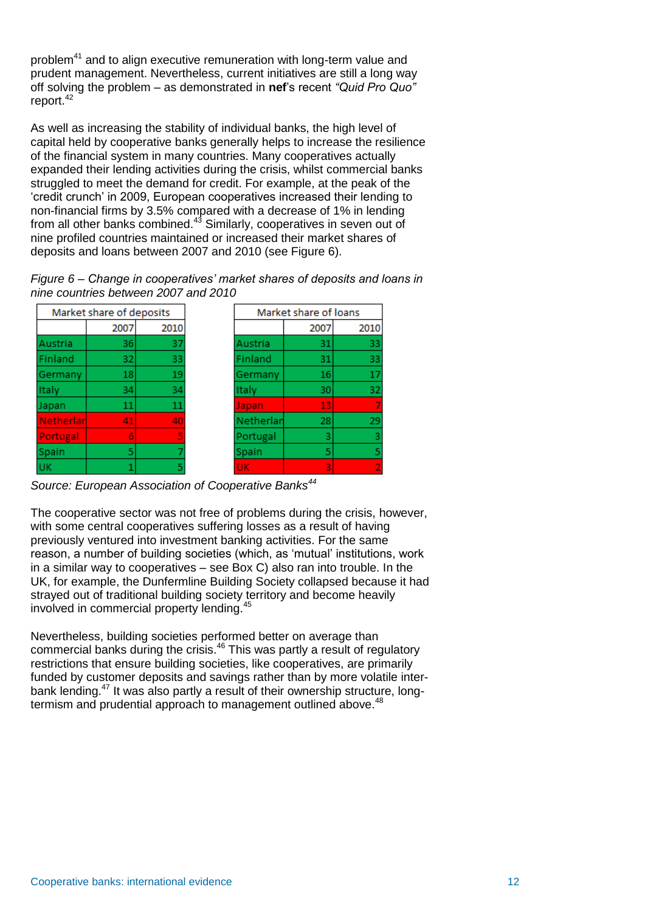problem[41] and to align executive remuneration with long-term value and prudent management. Nevertheless, current initiatives are still a long way off solving the problem – as demonstrated in **nef**'s recent *"Quid Pro Quo"* report.[42]

As well as increasing the stability of individual banks, the high level of capital held by cooperative banks generally helps to increase the resilience of the financial system in many countries. Many cooperatives actually expanded their lending activities during the crisis, whilst commercial banks struggled to meet the demand for credit. For example, at the peak of the 'credit crunch' in 2009, European cooperatives increased their lending to non-financial firms by 3.5% compared with a decrease of 1% in lending from all other banks combined.[43] Similarly, cooperatives in seven out of nine profiled countries maintained or increased their market shares of deposits and loans between 2007 and 2010 (see Figure 6).

*Figure 6 – Change in cooperatives' market shares of deposits and loans in nine countries between 2007 and 2010*

| Market share of deposits | | |
|---|---|---|
| | 2007 | 2010 |
| Austria | 36 | 37 |
| Finland | 32 | 33 |
| Germany | 18 | 19 |
| Italy | 34 | 34 |
| Japan | 11 | 11 |
| Netherlan | 41 | 40 |
| Portugal | 6 | 5 |
| Spain | 5 | 7 |
| UK | 1 | 5 |

| Market share of loans | | |
|---|---|---|
| | 2007 | 2010 |
| Austria | 31 | 33 |
| Finland | 31 | 33 |
| Germany | 16 | 17 |
| Italy | 30 | 32 |
| Japan | 13 | 7 |
| Netherlan | 28 | 29 |
| Portugal | 3 | 3 |
| Spain | 5 | 5 |
| UK | 3 | 2 |

*Source: European Association of Cooperative Banks[44]*

The cooperative sector was not free of problems during the crisis, however, with some central cooperatives suffering losses as a result of having previously ventured into investment banking activities. For the same reason, a number of building societies (which, as 'mutual' institutions, work in a similar way to cooperatives – see Box C) also ran into trouble. In the UK, for example, the Dunfermline Building Society collapsed because it had strayed out of traditional building society territory and become heavily involved in commercial property lending.[45]

Nevertheless, building societies performed better on average than commercial banks during the crisis.[46] This was partly a result of regulatory restrictions that ensure building societies, like cooperatives, are primarily funded by customer deposits and savings rather than by more volatile inter-bank lending.[47] It was also partly a result of their ownership structure, long-termism and prudential approach to management outlined above.[48]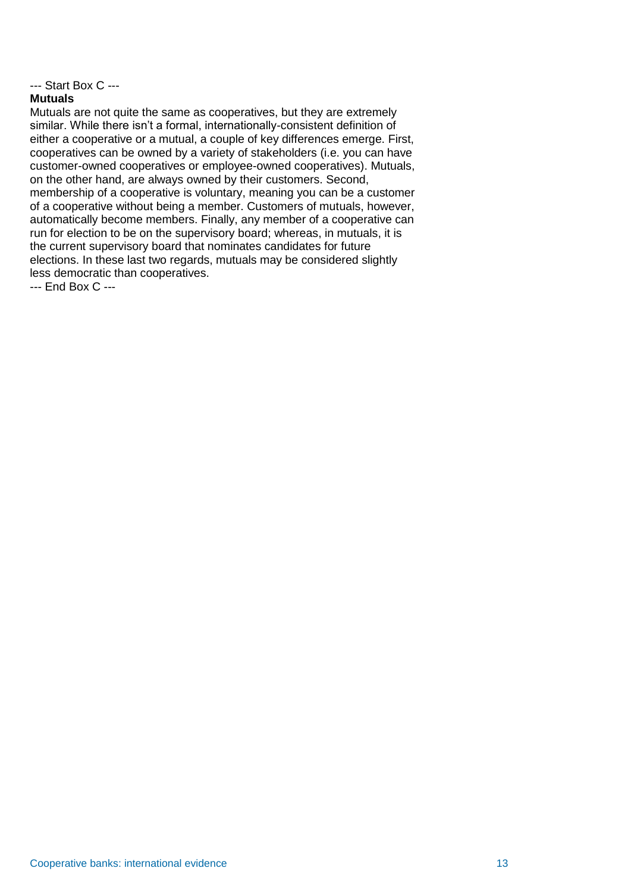--- Start Box C ---

**Mutuals**

Mutuals are not quite the same as cooperatives, but they are extremely similar. While there isn't a formal, internationally-consistent definition of either a cooperative or a mutual, a couple of key differences emerge. First, cooperatives can be owned by a variety of stakeholders (i.e. you can have customer-owned cooperatives or employee-owned cooperatives). Mutuals, on the other hand, are always owned by their customers. Second, membership of a cooperative is voluntary, meaning you can be a customer of a cooperative without being a member. Customers of mutuals, however, automatically become members. Finally, any member of a cooperative can run for election to be on the supervisory board; whereas, in mutuals, it is the current supervisory board that nominates candidates for future elections. In these last two regards, mutuals may be considered slightly less democratic than cooperatives.

--- End Box C ---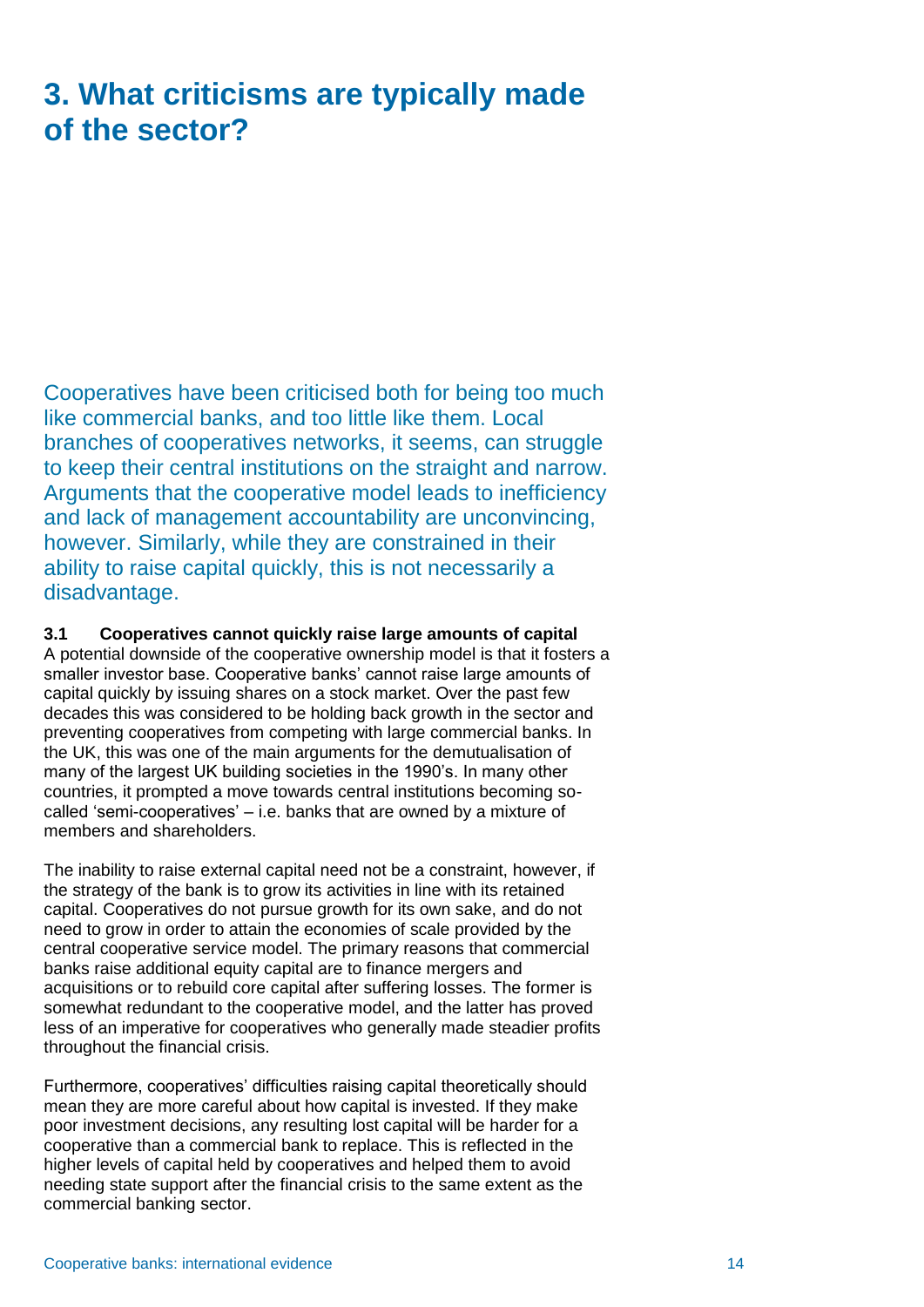# 3. What criticisms are typically made of the sector?

Cooperatives have been criticised both for being too much like commercial banks, and too little like them. Local branches of cooperatives networks, it seems, can struggle to keep their central institutions on the straight and narrow. Arguments that the cooperative model leads to inefficiency and lack of management accountability are unconvincing, however. Similarly, while they are constrained in their ability to raise capital quickly, this is not necessarily a disadvantage.

### 3.1 Cooperatives cannot quickly raise large amounts of capital

A potential downside of the cooperative ownership model is that it fosters a smaller investor base. Cooperative banks' cannot raise large amounts of capital quickly by issuing shares on a stock market. Over the past few decades this was considered to be holding back growth in the sector and preventing cooperatives from competing with large commercial banks. In the UK, this was one of the main arguments for the demutualisation of many of the largest UK building societies in the 1990's. In many other countries, it prompted a move towards central institutions becoming so-called 'semi-cooperatives' – i.e. banks that are owned by a mixture of members and shareholders.

The inability to raise external capital need not be a constraint, however, if the strategy of the bank is to grow its activities in line with its retained capital. Cooperatives do not pursue growth for its own sake, and do not need to grow in order to attain the economies of scale provided by the central cooperative service model. The primary reasons that commercial banks raise additional equity capital are to finance mergers and acquisitions or to rebuild core capital after suffering losses. The former is somewhat redundant to the cooperative model, and the latter has proved less of an imperative for cooperatives who generally made steadier profits throughout the financial crisis.

Furthermore, cooperatives' difficulties raising capital theoretically should mean they are more careful about how capital is invested. If they make poor investment decisions, any resulting lost capital will be harder for a cooperative than a commercial bank to replace. This is reflected in the higher levels of capital held by cooperatives and helped them to avoid needing state support after the financial crisis to the same extent as the commercial banking sector.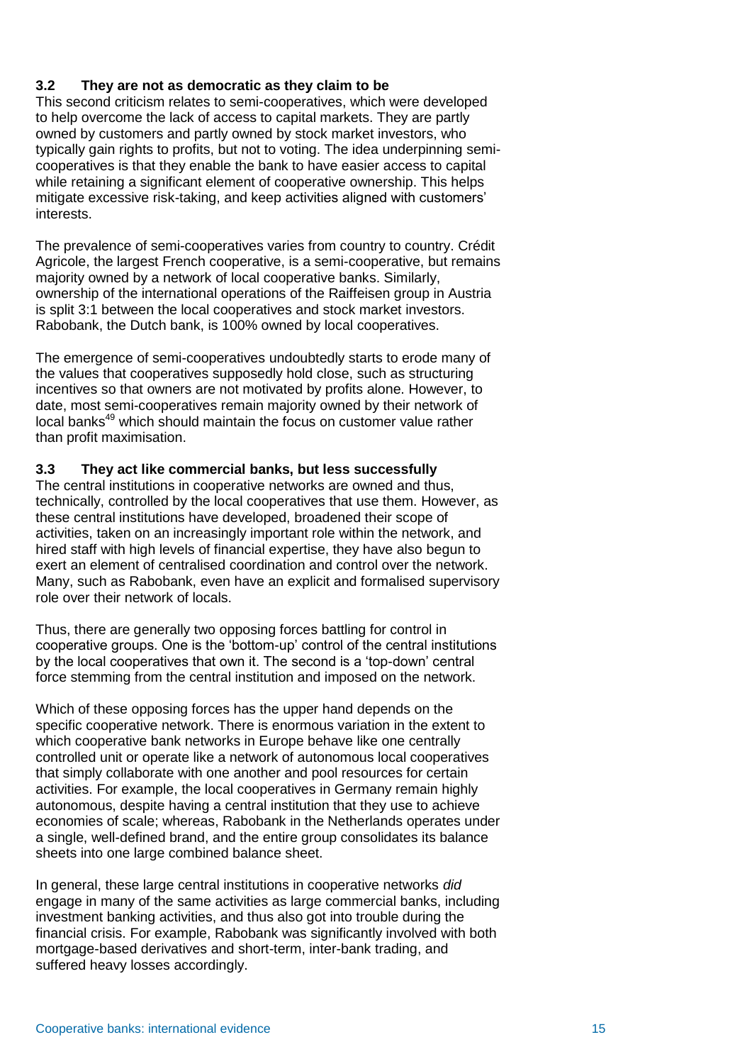### 3.2 They are not as democratic as they claim to be

This second criticism relates to semi-cooperatives, which were developed to help overcome the lack of access to capital markets. They are partly owned by customers and partly owned by stock market investors, who typically gain rights to profits, but not to voting. The idea underpinning semi-cooperatives is that they enable the bank to have easier access to capital while retaining a significant element of cooperative ownership. This helps mitigate excessive risk-taking, and keep activities aligned with customers' interests.

The prevalence of semi-cooperatives varies from country to country. Crédit Agricole, the largest French cooperative, is a semi-cooperative, but remains majority owned by a network of local cooperative banks. Similarly, ownership of the international operations of the Raiffeisen group in Austria is split 3:1 between the local cooperatives and stock market investors. Rabobank, the Dutch bank, is 100% owned by local cooperatives.

The emergence of semi-cooperatives undoubtedly starts to erode many of the values that cooperatives supposedly hold close, such as structuring incentives so that owners are not motivated by profits alone. However, to date, most semi-cooperatives remain majority owned by their network of local banks[49] which should maintain the focus on customer value rather than profit maximisation.

### 3.3 They act like commercial banks, but less successfully

The central institutions in cooperative networks are owned and thus, technically, controlled by the local cooperatives that use them. However, as these central institutions have developed, broadened their scope of activities, taken on an increasingly important role within the network, and hired staff with high levels of financial expertise, they have also begun to exert an element of centralised coordination and control over the network. Many, such as Rabobank, even have an explicit and formalised supervisory role over their network of locals.

Thus, there are generally two opposing forces battling for control in cooperative groups. One is the 'bottom-up' control of the central institutions by the local cooperatives that own it. The second is a 'top-down' central force stemming from the central institution and imposed on the network.

Which of these opposing forces has the upper hand depends on the specific cooperative network. There is enormous variation in the extent to which cooperative bank networks in Europe behave like one centrally controlled unit or operate like a network of autonomous local cooperatives that simply collaborate with one another and pool resources for certain activities. For example, the local cooperatives in Germany remain highly autonomous, despite having a central institution that they use to achieve economies of scale; whereas, Rabobank in the Netherlands operates under a single, well-defined brand, and the entire group consolidates its balance sheets into one large combined balance sheet.

In general, these large central institutions in cooperative networks *did* engage in many of the same activities as large commercial banks, including investment banking activities, and thus also got into trouble during the financial crisis. For example, Rabobank was significantly involved with both mortgage-based derivatives and short-term, inter-bank trading, and suffered heavy losses accordingly.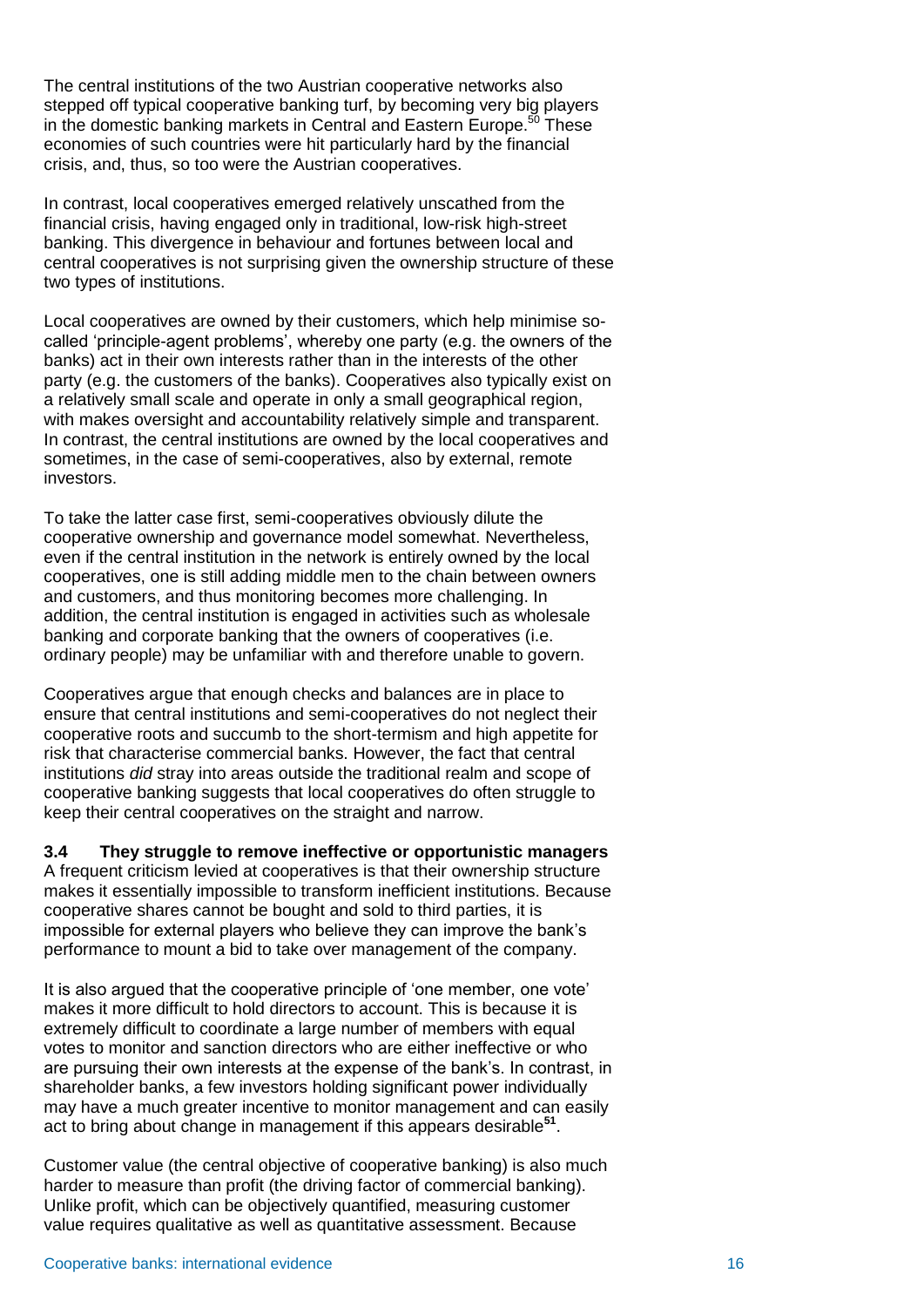The central institutions of the two Austrian cooperative networks also stepped off typical cooperative banking turf, by becoming very big players in the domestic banking markets in Central and Eastern Europe.[50] These economies of such countries were hit particularly hard by the financial crisis, and, thus, so too were the Austrian cooperatives.

In contrast, local cooperatives emerged relatively unscathed from the financial crisis, having engaged only in traditional, low-risk high-street banking. This divergence in behaviour and fortunes between local and central cooperatives is not surprising given the ownership structure of these two types of institutions.

Local cooperatives are owned by their customers, which help minimise so-called 'principle-agent problems', whereby one party (e.g. the owners of the banks) act in their own interests rather than in the interests of the other party (e.g. the customers of the banks). Cooperatives also typically exist on a relatively small scale and operate in only a small geographical region, with makes oversight and accountability relatively simple and transparent. In contrast, the central institutions are owned by the local cooperatives and sometimes, in the case of semi-cooperatives, also by external, remote investors.

To take the latter case first, semi-cooperatives obviously dilute the cooperative ownership and governance model somewhat. Nevertheless, even if the central institution in the network is entirely owned by the local cooperatives, one is still adding middle men to the chain between owners and customers, and thus monitoring becomes more challenging. In addition, the central institution is engaged in activities such as wholesale banking and corporate banking that the owners of cooperatives (i.e. ordinary people) may be unfamiliar with and therefore unable to govern.

Cooperatives argue that enough checks and balances are in place to ensure that central institutions and semi-cooperatives do not neglect their cooperative roots and succumb to the short-termism and high appetite for risk that characterise commercial banks. However, the fact that central institutions *did* stray into areas outside the traditional realm and scope of cooperative banking suggests that local cooperatives do often struggle to keep their central cooperatives on the straight and narrow.

### 3.4 They struggle to remove ineffective or opportunistic managers

A frequent criticism levied at cooperatives is that their ownership structure makes it essentially impossible to transform inefficient institutions. Because cooperative shares cannot be bought and sold to third parties, it is impossible for external players who believe they can improve the bank's performance to mount a bid to take over management of the company.

It is also argued that the cooperative principle of 'one member, one vote' makes it more difficult to hold directors to account. This is because it is extremely difficult to coordinate a large number of members with equal votes to monitor and sanction directors who are either ineffective or who are pursuing their own interests at the expense of the bank's. In contrast, in shareholder banks, a few investors holding significant power individually may have a much greater incentive to monitor management and can easily act to bring about change in management if this appears desirable[51].

Customer value (the central objective of cooperative banking) is also much harder to measure than profit (the driving factor of commercial banking). Unlike profit, which can be objectively quantified, measuring customer value requires qualitative as well as quantitative assessment. Because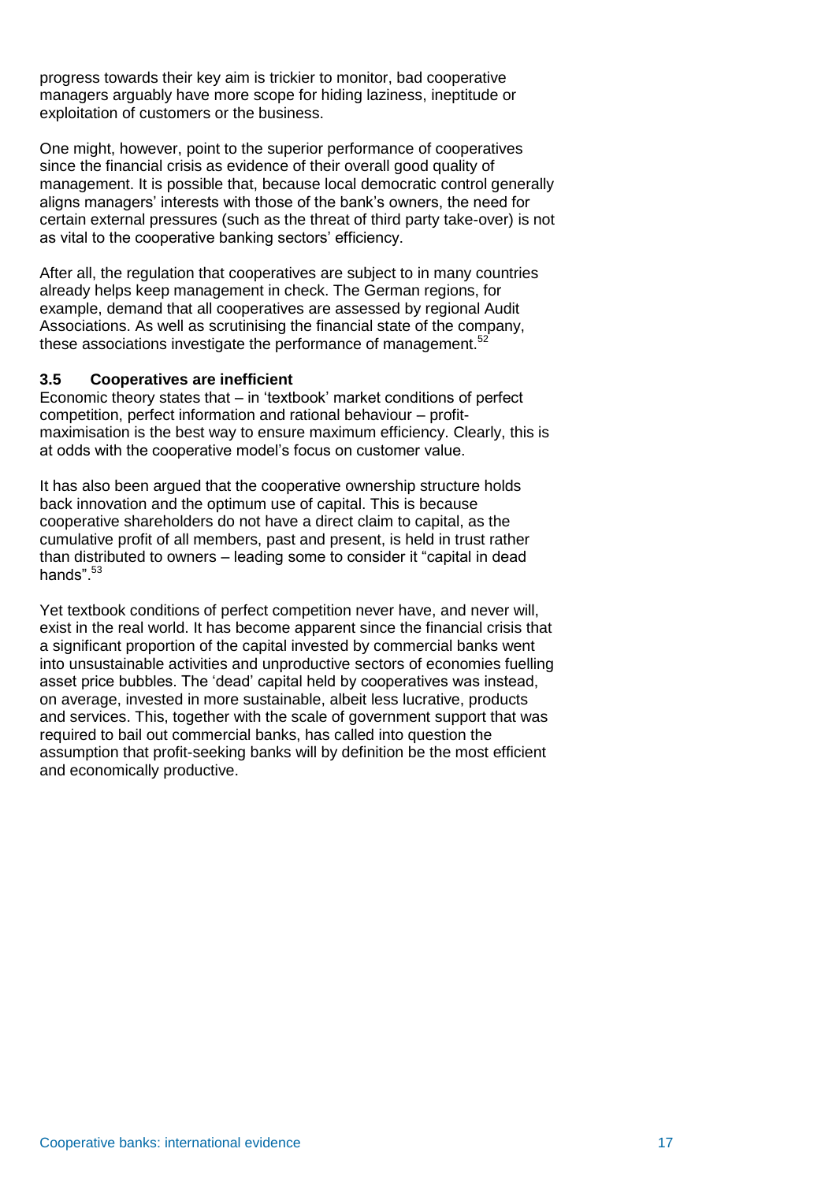progress towards their key aim is trickier to monitor, bad cooperative managers arguably have more scope for hiding laziness, ineptitude or exploitation of customers or the business.

One might, however, point to the superior performance of cooperatives since the financial crisis as evidence of their overall good quality of management. It is possible that, because local democratic control generally aligns managers' interests with those of the bank's owners, the need for certain external pressures (such as the threat of third party take-over) is not as vital to the cooperative banking sectors' efficiency.

After all, the regulation that cooperatives are subject to in many countries already helps keep management in check. The German regions, for example, demand that all cooperatives are assessed by regional Audit Associations. As well as scrutinising the financial state of the company, these associations investigate the performance of management.[52]

### 3.5 Cooperatives are inefficient

Economic theory states that – in 'textbook' market conditions of perfect competition, perfect information and rational behaviour – profit-maximisation is the best way to ensure maximum efficiency. Clearly, this is at odds with the cooperative model's focus on customer value.

It has also been argued that the cooperative ownership structure holds back innovation and the optimum use of capital. This is because cooperative shareholders do not have a direct claim to capital, as the cumulative profit of all members, past and present, is held in trust rather than distributed to owners – leading some to consider it "capital in dead hands".[53]

Yet textbook conditions of perfect competition never have, and never will, exist in the real world. It has become apparent since the financial crisis that a significant proportion of the capital invested by commercial banks went into unsustainable activities and unproductive sectors of economies fuelling asset price bubbles. The 'dead' capital held by cooperatives was instead, on average, invested in more sustainable, albeit less lucrative, products and services. This, together with the scale of government support that was required to bail out commercial banks, has called into question the assumption that profit-seeking banks will by definition be the most efficient and economically productive.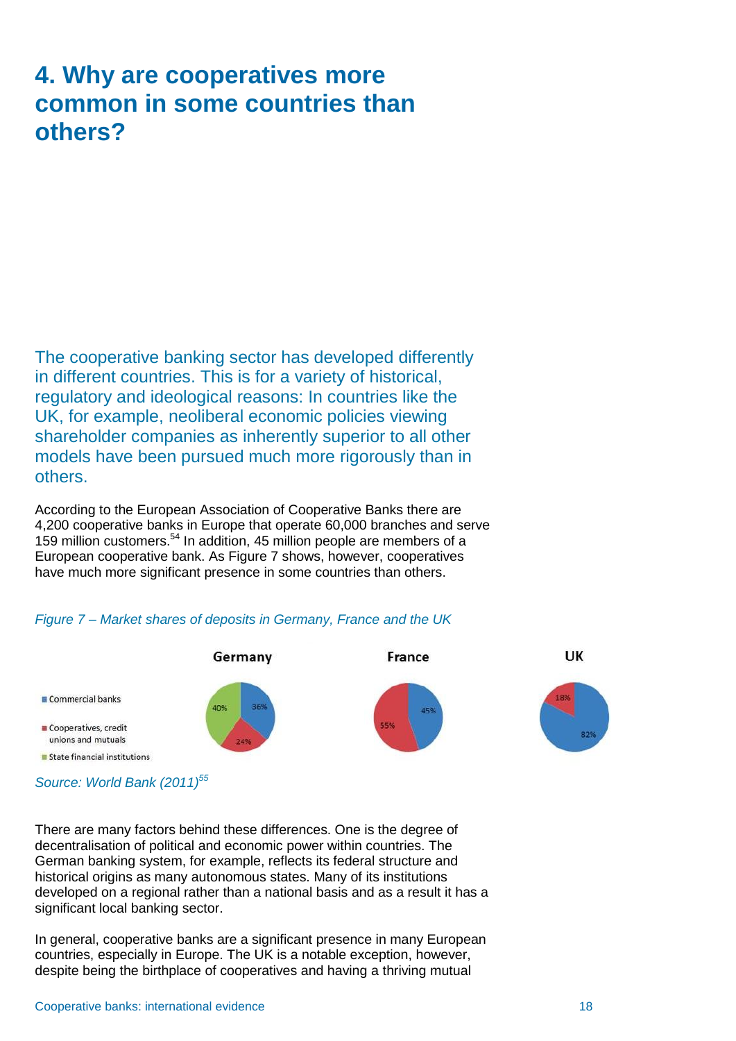# 4. Why are cooperatives more common in some countries than others?

The cooperative banking sector has developed differently in different countries. This is for a variety of historical, regulatory and ideological reasons: In countries like the UK, for example, neoliberal economic policies viewing shareholder companies as inherently superior to all other models have been pursued much more rigorously than in others.

According to the European Association of Cooperative Banks there are 4,200 cooperative banks in Europe that operate 60,000 branches and serve 159 million customers.[54] In addition, 45 million people are members of a European cooperative bank. As Figure 7 shows, however, cooperatives have much more significant presence in some countries than others.

*Figure 7 – Market shares of deposits in Germany, France and the UK*

| | Germany | France | UK |
|---|---|---|---|
| Commercial banks | 36% | 45% | 82% |
| Cooperatives, credit unions and mutuals | 24% | 55% | 18% |
| State financial institutions | 40% | | |

*Source: World Bank (2011)[55]*

There are many factors behind these differences. One is the degree of decentralisation of political and economic power within countries. The German banking system, for example, reflects its federal structure and historical origins as many autonomous states. Many of its institutions developed on a regional rather than a national basis and as a result it has a significant local banking sector.

In general, cooperative banks are a significant presence in many European countries, especially in Europe. The UK is a notable exception, however, despite being the birthplace of cooperatives and having a thriving mutual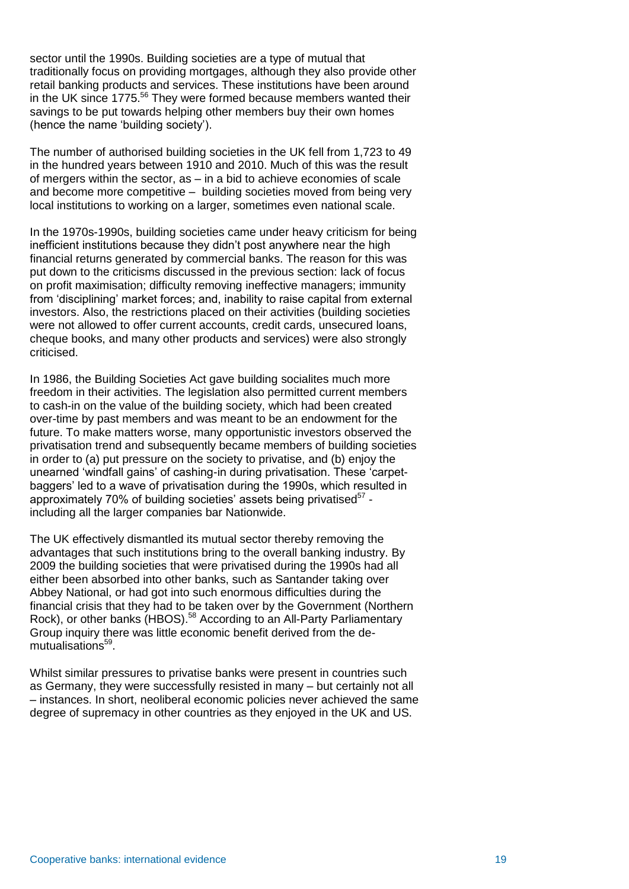sector until the 1990s. Building societies are a type of mutual that traditionally focus on providing mortgages, although they also provide other retail banking products and services. These institutions have been around in the UK since 1775.[56] They were formed because members wanted their savings to be put towards helping other members buy their own homes (hence the name 'building society').

The number of authorised building societies in the UK fell from 1,723 to 49 in the hundred years between 1910 and 2010. Much of this was the result of mergers within the sector, as – in a bid to achieve economies of scale and become more competitive – building societies moved from being very local institutions to working on a larger, sometimes even national scale.

In the 1970s-1990s, building societies came under heavy criticism for being inefficient institutions because they didn't post anywhere near the high financial returns generated by commercial banks. The reason for this was put down to the criticisms discussed in the previous section: lack of focus on profit maximisation; difficulty removing ineffective managers; immunity from 'disciplining' market forces; and, inability to raise capital from external investors. Also, the restrictions placed on their activities (building societies were not allowed to offer current accounts, credit cards, unsecured loans, cheque books, and many other products and services) were also strongly criticised.

In 1986, the Building Societies Act gave building socialites much more freedom in their activities. The legislation also permitted current members to cash-in on the value of the building society, which had been created over-time by past members and was meant to be an endowment for the future. To make matters worse, many opportunistic investors observed the privatisation trend and subsequently became members of building societies in order to (a) put pressure on the society to privatise, and (b) enjoy the unearned 'windfall gains' of cashing-in during privatisation. These 'carpet-baggers' led to a wave of privatisation during the 1990s, which resulted in approximately 70% of building societies' assets being privatised[57] - including all the larger companies bar Nationwide.

The UK effectively dismantled its mutual sector thereby removing the advantages that such institutions bring to the overall banking industry. By 2009 the building societies that were privatised during the 1990s had all either been absorbed into other banks, such as Santander taking over Abbey National, or had got into such enormous difficulties during the financial crisis that they had to be taken over by the Government (Northern Rock), or other banks (HBOS).[58] According to an All-Party Parliamentary Group inquiry there was little economic benefit derived from the de-mutualisations[59].

Whilst similar pressures to privatise banks were present in countries such as Germany, they were successfully resisted in many – but certainly not all – instances. In short, neoliberal economic policies never achieved the same degree of supremacy in other countries as they enjoyed in the UK and US.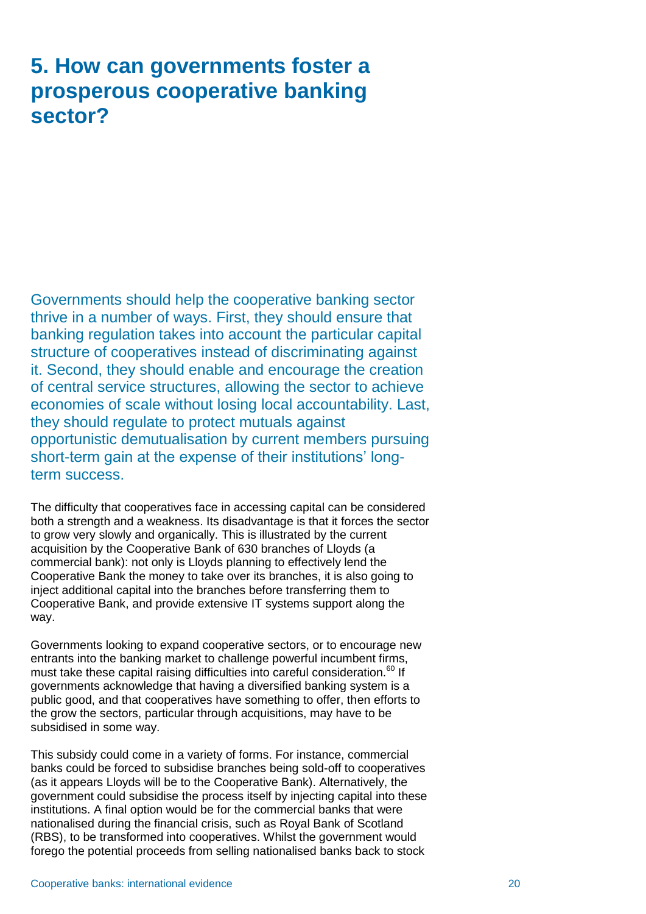# 5. How can governments foster a prosperous cooperative banking sector?

Governments should help the cooperative banking sector thrive in a number of ways. First, they should ensure that banking regulation takes into account the particular capital structure of cooperatives instead of discriminating against it. Second, they should enable and encourage the creation of central service structures, allowing the sector to achieve economies of scale without losing local accountability. Last, they should regulate to protect mutuals against opportunistic demutualisation by current members pursuing short-term gain at the expense of their institutions' long-term success.

The difficulty that cooperatives face in accessing capital can be considered both a strength and a weakness. Its disadvantage is that it forces the sector to grow very slowly and organically. This is illustrated by the current acquisition by the Cooperative Bank of 630 branches of Lloyds (a commercial bank): not only is Lloyds planning to effectively lend the Cooperative Bank the money to take over its branches, it is also going to inject additional capital into the branches before transferring them to Cooperative Bank, and provide extensive IT systems support along the way.

Governments looking to expand cooperative sectors, or to encourage new entrants into the banking market to challenge powerful incumbent firms, must take these capital raising difficulties into careful consideration.[60] If governments acknowledge that having a diversified banking system is a public good, and that cooperatives have something to offer, then efforts to the grow the sectors, particular through acquisitions, may have to be subsidised in some way.

This subsidy could come in a variety of forms. For instance, commercial banks could be forced to subsidise branches being sold-off to cooperatives (as it appears Lloyds will be to the Cooperative Bank). Alternatively, the government could subsidise the process itself by injecting capital into these institutions. A final option would be for the commercial banks that were nationalised during the financial crisis, such as Royal Bank of Scotland (RBS), to be transformed into cooperatives. Whilst the government would forego the potential proceeds from selling nationalised banks back to stock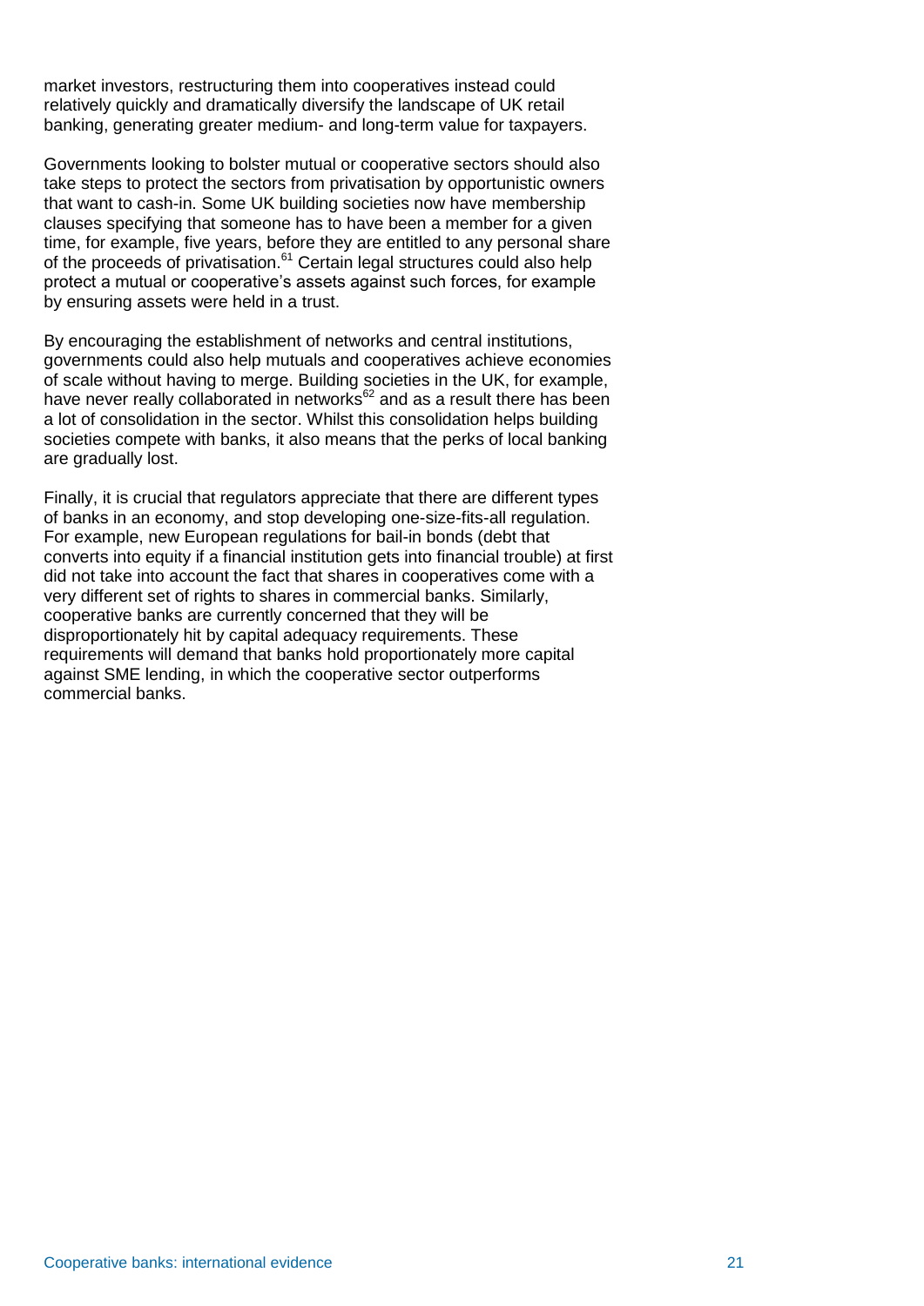market investors, restructuring them into cooperatives instead could relatively quickly and dramatically diversify the landscape of UK retail banking, generating greater medium- and long-term value for taxpayers.

Governments looking to bolster mutual or cooperative sectors should also take steps to protect the sectors from privatisation by opportunistic owners that want to cash-in. Some UK building societies now have membership clauses specifying that someone has to have been a member for a given time, for example, five years, before they are entitled to any personal share of the proceeds of privatisation.[61] Certain legal structures could also help protect a mutual or cooperative's assets against such forces, for example by ensuring assets were held in a trust.

By encouraging the establishment of networks and central institutions, governments could also help mutuals and cooperatives achieve economies of scale without having to merge. Building societies in the UK, for example, have never really collaborated in networks[62] and as a result there has been a lot of consolidation in the sector. Whilst this consolidation helps building societies compete with banks, it also means that the perks of local banking are gradually lost.

Finally, it is crucial that regulators appreciate that there are different types of banks in an economy, and stop developing one-size-fits-all regulation. For example, new European regulations for bail-in bonds (debt that converts into equity if a financial institution gets into financial trouble) at first did not take into account the fact that shares in cooperatives come with a very different set of rights to shares in commercial banks. Similarly, cooperative banks are currently concerned that they will be disproportionately hit by capital adequacy requirements. These requirements will demand that banks hold proportionately more capital against SME lending, in which the cooperative sector outperforms commercial banks.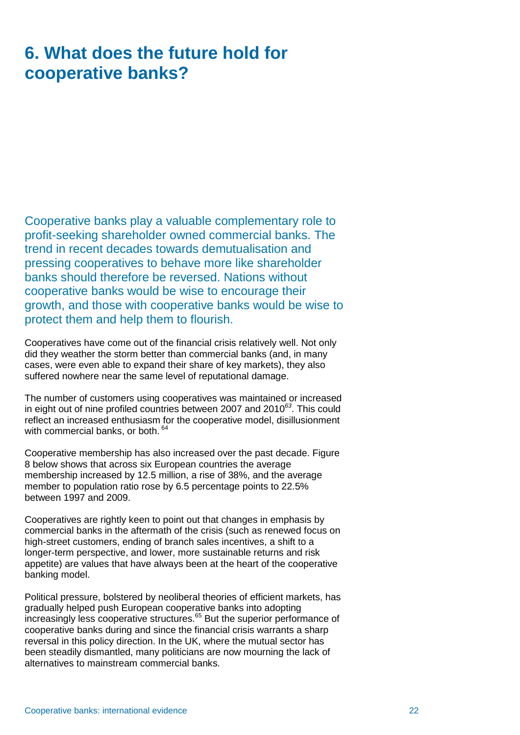# 6. What does the future hold for cooperative banks?

Cooperative banks play a valuable complementary role to profit-seeking shareholder owned commercial banks. The trend in recent decades towards demutualisation and pressing cooperatives to behave more like shareholder banks should therefore be reversed. Nations without cooperative banks would be wise to encourage their growth, and those with cooperative banks would be wise to protect them and help them to flourish.

Cooperatives have come out of the financial crisis relatively well. Not only did they weather the storm better than commercial banks (and, in many cases, were even able to expand their share of key markets), they also suffered nowhere near the same level of reputational damage.

The number of customers using cooperatives was maintained or increased in eight out of nine profiled countries between 2007 and 2010[63]. This could reflect an increased enthusiasm for the cooperative model, disillusionment with commercial banks, or both. [64]

Cooperative membership has also increased over the past decade. Figure 8 below shows that across six European countries the average membership increased by 12.5 million, a rise of 38%, and the average member to population ratio rose by 6.5 percentage points to 22.5% between 1997 and 2009.

Cooperatives are rightly keen to point out that changes in emphasis by commercial banks in the aftermath of the crisis (such as renewed focus on high-street customers, ending of branch sales incentives, a shift to a longer-term perspective, and lower, more sustainable returns and risk appetite) are values that have always been at the heart of the cooperative banking model.

Political pressure, bolstered by neoliberal theories of efficient markets, has gradually helped push European cooperative banks into adopting increasingly less cooperative structures.[65] But the superior performance of cooperative banks during and since the financial crisis warrants a sharp reversal in this policy direction. In the UK, where the mutual sector has been steadily dismantled, many politicians are now mourning the lack of alternatives to mainstream commercial banks.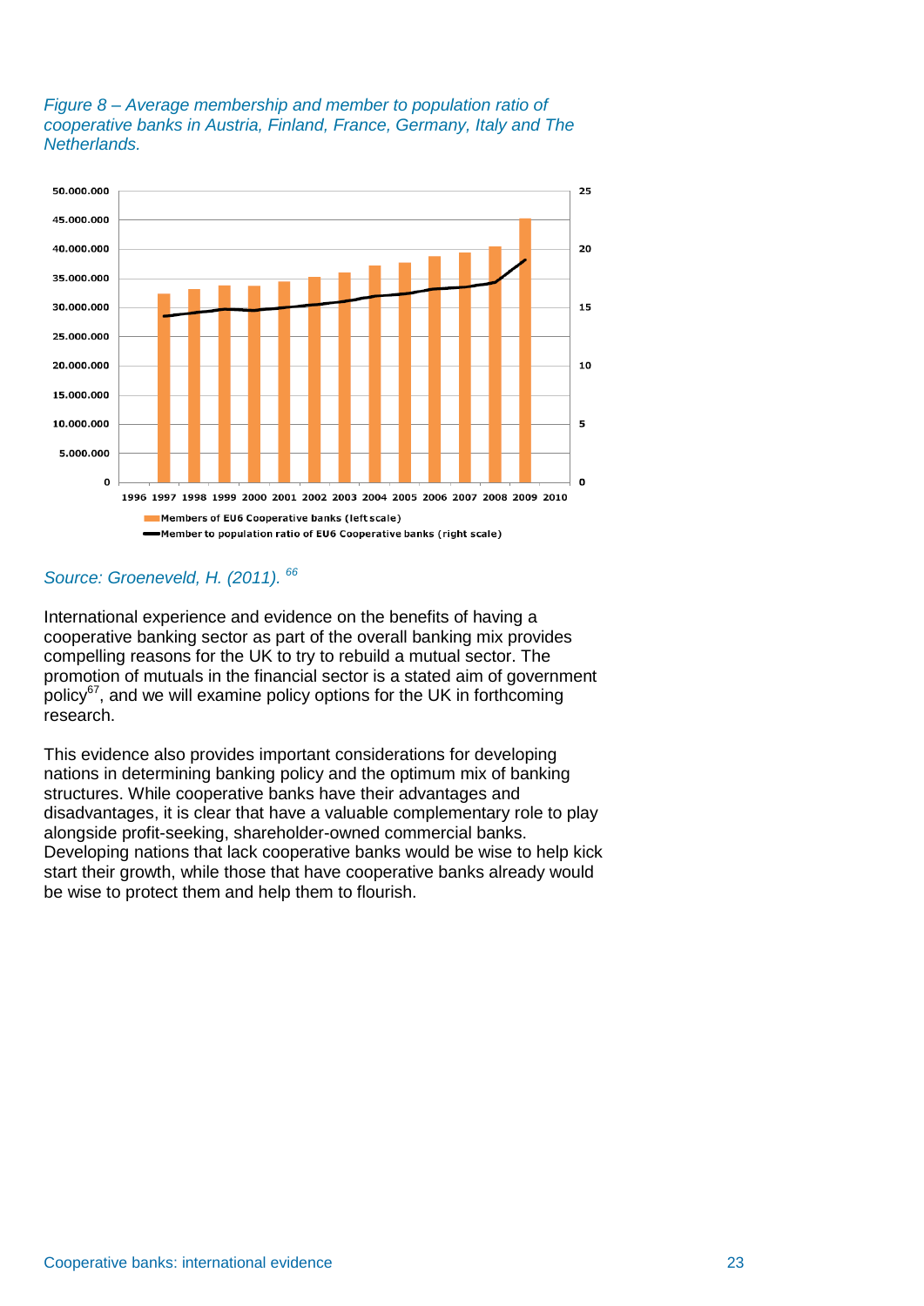*Figure 8 – Average membership and member to population ratio of cooperative banks in Austria, Finland, France, Germany, Italy and The Netherlands.*

*Source: Groeneveld, H. (2011).* [66]

International experience and evidence on the benefits of having a cooperative banking sector as part of the overall banking mix provides compelling reasons for the UK to try to rebuild a mutual sector. The promotion of mutuals in the financial sector is a stated aim of government policy[67], and we will examine policy options for the UK in forthcoming research.

This evidence also provides important considerations for developing nations in determining banking policy and the optimum mix of banking structures. While cooperative banks have their advantages and disadvantages, it is clear that have a valuable complementary role to play alongside profit-seeking, shareholder-owned commercial banks. Developing nations that lack cooperative banks would be wise to help kick start their growth, while those that have cooperative banks already would be wise to protect them and help them to flourish.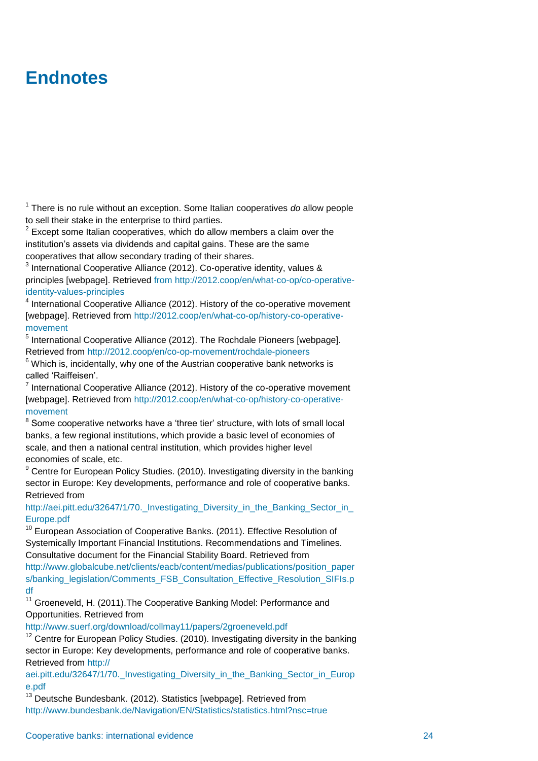# Endnotes

[1] There is no rule without an exception. Some Italian cooperatives *do* allow people to sell their stake in the enterprise to third parties.

[2] Except some Italian cooperatives, which do allow members a claim over the institution's assets via dividends and capital gains. These are the same cooperatives that allow secondary trading of their shares.

[3] International Cooperative Alliance (2012). Co-operative identity, values & principles [webpage]. Retrieved from http://2012.coop/en/what-co-op/co-operative-identity-values-principles

[4] International Cooperative Alliance (2012). History of the co-operative movement [webpage]. Retrieved from http://2012.coop/en/what-co-op/history-co-operative-movement

[5] International Cooperative Alliance (2012). The Rochdale Pioneers [webpage]. Retrieved from http://2012.coop/en/co-op-movement/rochdale-pioneers

[6] Which is, incidentally, why one of the Austrian cooperative bank networks is called 'Raiffeisen'.

[7] International Cooperative Alliance (2012). History of the co-operative movement [webpage]. Retrieved from http://2012.coop/en/what-co-op/history-co-operative-movement

[8] Some cooperative networks have a 'three tier' structure, with lots of small local banks, a few regional institutions, which provide a basic level of economies of scale, and then a national central institution, which provides higher level economies of scale, etc.

[9] Centre for European Policy Studies. (2010). Investigating diversity in the banking sector in Europe: Key developments, performance and role of cooperative banks. Retrieved from http://aei.pitt.edu/32647/1/70._Investigating_Diversity_in_the_Banking_Sector_in_Europe.pdf

[10] European Association of Cooperative Banks. (2011). Effective Resolution of Systemically Important Financial Institutions. Recommendations and Timelines. Consultative document for the Financial Stability Board. Retrieved from http://www.globalcube.net/clients/eacb/content/medias/publications/position_papers/banking_legislation/Comments_FSB_Consultation_Effective_Resolution_SIFIs.pdf

[11] Groeneveld, H. (2011).The Cooperative Banking Model: Performance and Opportunities. Retrieved from http://www.suerf.org/download/collmay11/papers/2groeneveld.pdf

[12] Centre for European Policy Studies. (2010). Investigating diversity in the banking sector in Europe: Key developments, performance and role of cooperative banks. Retrieved from http://aei.pitt.edu/32647/1/70._Investigating_Diversity_in_the_Banking_Sector_in_Europe.pdf

[13] Deutsche Bundesbank. (2012). Statistics [webpage]. Retrieved from http://www.bundesbank.de/Navigation/EN/Statistics/statistics.html?nsc=true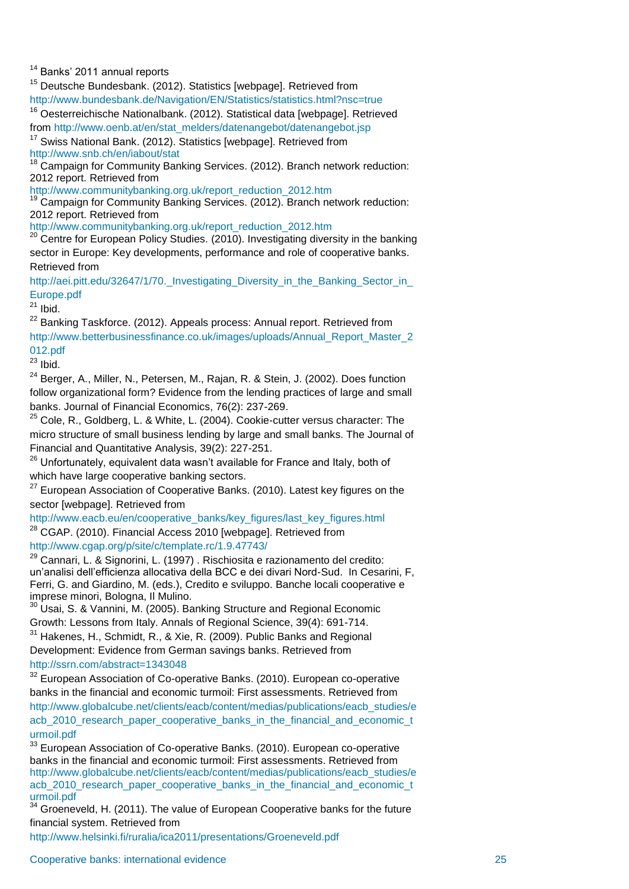[14] Banks' 2011 annual reports

[15] Deutsche Bundesbank. (2012). Statistics [webpage]. Retrieved from http://www.bundesbank.de/Navigation/EN/Statistics/statistics.html?nsc=true

[16] Oesterreichische Nationalbank. (2012). Statistical data [webpage]. Retrieved from http://www.oenb.at/en/stat_melders/datenangebot/datenangebot.jsp

[17] Swiss National Bank. (2012). Statistics [webpage]. Retrieved from http://www.snb.ch/en/iabout/stat

[18] Campaign for Community Banking Services. (2012). Branch network reduction: 2012 report. Retrieved from http://www.communitybanking.org.uk/report_reduction_2012.htm

[19] Campaign for Community Banking Services. (2012). Branch network reduction: 2012 report. Retrieved from http://www.communitybanking.org.uk/report_reduction_2012.htm

[20] Centre for European Policy Studies. (2010). Investigating diversity in the banking sector in Europe: Key developments, performance and role of cooperative banks. Retrieved from http://aei.pitt.edu/32647/1/70._Investigating_Diversity_in_the_Banking_Sector_in_Europe.pdf

[21] Ibid.

[22] Banking Taskforce. (2012). Appeals process: Annual report. Retrieved from http://www.betterbusinessfinance.co.uk/images/uploads/Annual_Report_Master_2012.pdf

[23] Ibid.

[24] Berger, A., Miller, N., Petersen, M., Rajan, R. & Stein, J. (2002). Does function follow organizational form? Evidence from the lending practices of large and small banks. Journal of Financial Economics, 76(2): 237-269.

[25] Cole, R., Goldberg, L. & White, L. (2004). Cookie-cutter versus character: The micro structure of small business lending by large and small banks. The Journal of Financial and Quantitative Analysis, 39(2): 227-251.

[26] Unfortunately, equivalent data wasn't available for France and Italy, both of which have large cooperative banking sectors.

[27] European Association of Cooperative Banks. (2010). Latest key figures on the sector [webpage]. Retrieved from http://www.eacb.eu/en/cooperative_banks/key_figures/last_key_figures.html

[28] CGAP. (2010). Financial Access 2010 [webpage]. Retrieved from http://www.cgap.org/p/site/c/template.rc/1.9.47743/

[29] Cannari, L. & Signorini, L. (1997) . Rischiosita e razionamento del credito: un'analisi dell'efficienza allocativa della BCC e dei divari Nord-Sud. In Cesarini, F, Ferri, G. and Giardino, M. (eds.), Credito e sviluppo. Banche locali cooperative e imprese minori, Bologna, Il Mulino.

[30] Usai, S. & Vannini, M. (2005). Banking Structure and Regional Economic Growth: Lessons from Italy. Annals of Regional Science, 39(4): 691-714.

[31] Hakenes, H., Schmidt, R., & Xie, R. (2009). Public Banks and Regional Development: Evidence from German savings banks. Retrieved from http://ssrn.com/abstract=1343048

[32] European Association of Co-operative Banks. (2010). European co-operative banks in the financial and economic turmoil: First assessments. Retrieved from http://www.globalcube.net/clients/eacb/content/medias/publications/eacb_studies/eacb_2010_research_paper_cooperative_banks_in_the_financial_and_economic_turmoil.pdf

[33] European Association of Co-operative Banks. (2010). European co-operative banks in the financial and economic turmoil: First assessments. Retrieved from http://www.globalcube.net/clients/eacb/content/medias/publications/eacb_studies/eacb_2010_research_paper_cooperative_banks_in_the_financial_and_economic_turmoil.pdf

[34] Groeneveld, H. (2011). The value of European Cooperative banks for the future financial system. Retrieved from http://www.helsinki.fi/ruralia/ica2011/presentations/Groeneveld.pdf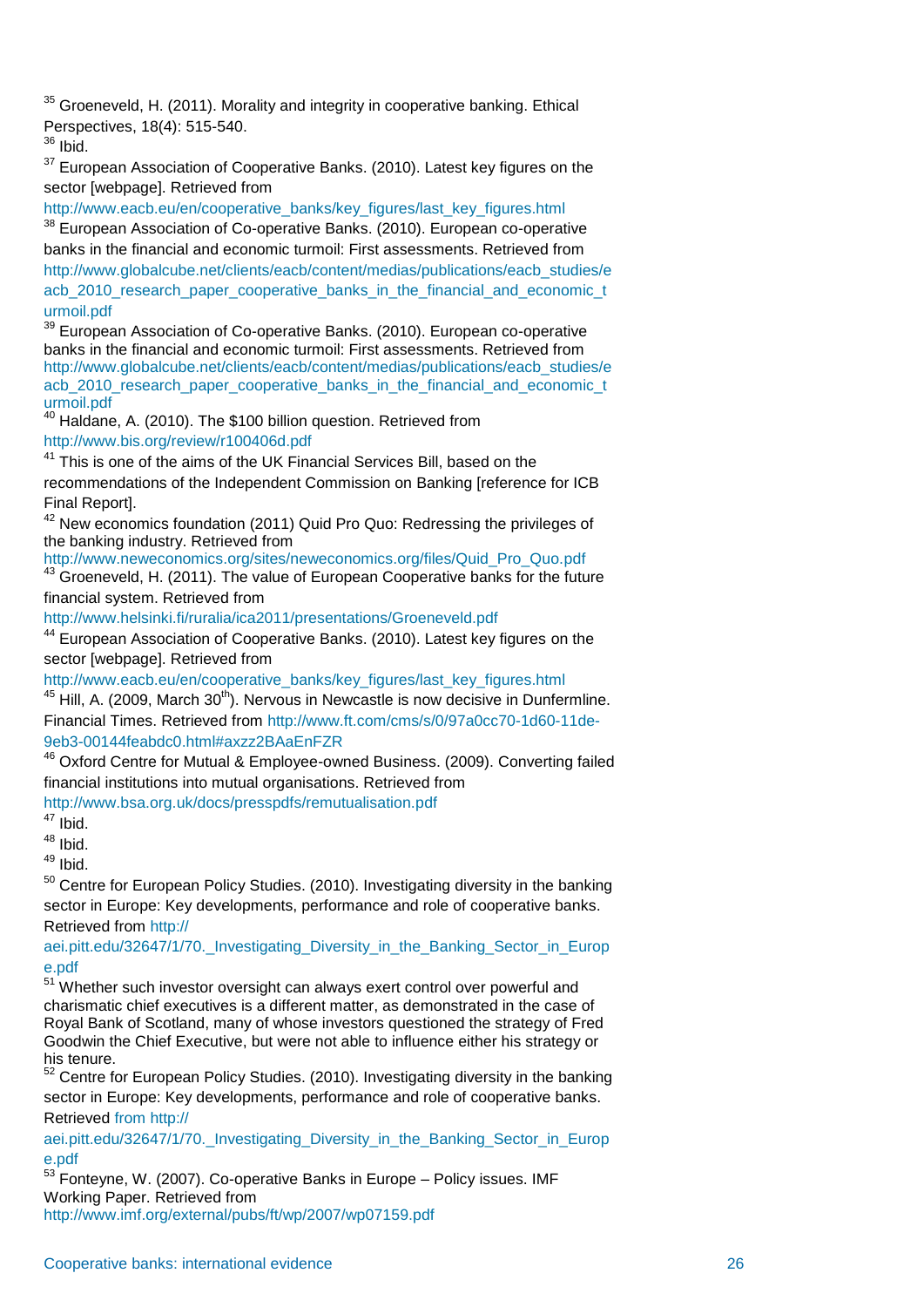[35] Groeneveld, H. (2011). Morality and integrity in cooperative banking. Ethical Perspectives, 18(4): 515-540.

[36] Ibid.

[37] European Association of Cooperative Banks. (2010). Latest key figures on the sector [webpage]. Retrieved from http://www.eacb.eu/en/cooperative_banks/key_figures/last_key_figures.html

[38] European Association of Co-operative Banks. (2010). European co-operative banks in the financial and economic turmoil: First assessments. Retrieved from http://www.globalcube.net/clients/eacb/content/medias/publications/eacb_studies/eacb_2010_research_paper_cooperative_banks_in_the_financial_and_economic_turmoil.pdf

[39] European Association of Co-operative Banks. (2010). European co-operative banks in the financial and economic turmoil: First assessments. Retrieved from http://www.globalcube.net/clients/eacb/content/medias/publications/eacb_studies/eacb_2010_research_paper_cooperative_banks_in_the_financial_and_economic_turmoil.pdf

[40] Haldane, A. (2010). The $100 billion question. Retrieved from http://www.bis.org/review/r100406d.pdf

[41] This is one of the aims of the UK Financial Services Bill, based on the recommendations of the Independent Commission on Banking [reference for ICB Final Report].

[42] New economics foundation (2011) Quid Pro Quo: Redressing the privileges of the banking industry. Retrieved from http://www.neweconomics.org/sites/neweconomics.org/files/Quid_Pro_Quo.pdf

[43] Groeneveld, H. (2011). The value of European Cooperative banks for the future financial system. Retrieved from http://www.helsinki.fi/ruralia/ica2011/presentations/Groeneveld.pdf

[44] European Association of Cooperative Banks. (2010). Latest key figures on the sector [webpage]. Retrieved from http://www.eacb.eu/en/cooperative_banks/key_figures/last_key_figures.html

[45] Hill, A. (2009, March 30th). Nervous in Newcastle is now decisive in Dunfermline. Financial Times. Retrieved from http://www.ft.com/cms/s/0/97a0cc70-1d60-11de-9eb3-00144feabdc0.html#axzz2BAaEnFZR

[46] Oxford Centre for Mutual & Employee-owned Business. (2009). Converting failed financial institutions into mutual organisations. Retrieved from http://www.bsa.org.uk/docs/presspdfs/remutualisation.pdf

[47] Ibid.

[48] Ibid.

[49] Ibid.

[50] Centre for European Policy Studies. (2010). Investigating diversity in the banking sector in Europe: Key developments, performance and role of cooperative banks. Retrieved from http://aei.pitt.edu/32647/1/70._Investigating_Diversity_in_the_Banking_Sector_in_Europe.pdf

[51] Whether such investor oversight can always exert control over powerful and charismatic chief executives is a different matter, as demonstrated in the case of Royal Bank of Scotland, many of whose investors questioned the strategy of Fred Goodwin the Chief Executive, but were not able to influence either his strategy or his tenure.

[52] Centre for European Policy Studies. (2010). Investigating diversity in the banking sector in Europe: Key developments, performance and role of cooperative banks. Retrieved from http://aei.pitt.edu/32647/1/70._Investigating_Diversity_in_the_Banking_Sector_in_Europe.pdf

[53] Fonteyne, W. (2007). Co-operative Banks in Europe – Policy issues. IMF Working Paper. Retrieved from http://www.imf.org/external/pubs/ft/wp/2007/wp07159.pdf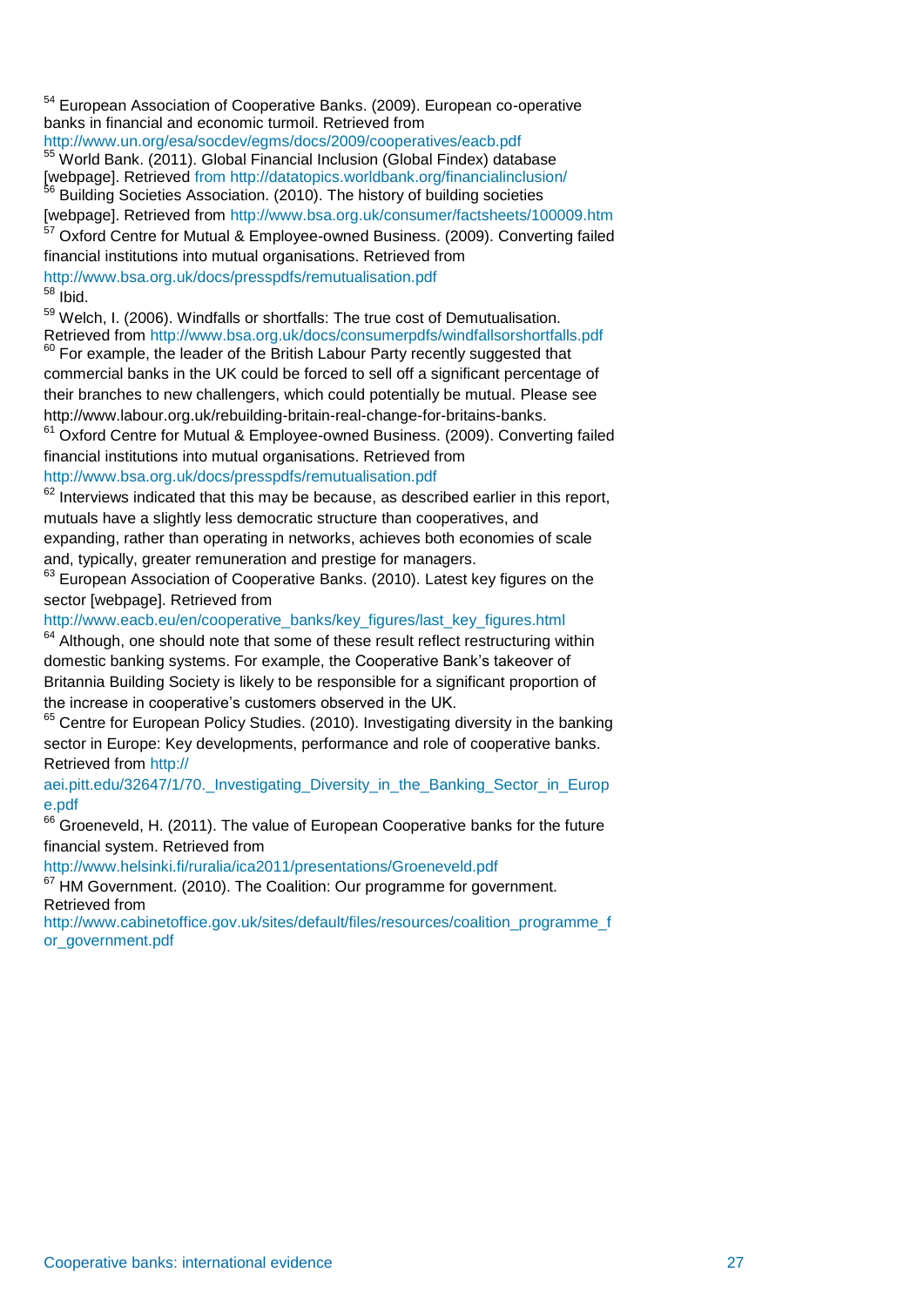[54] European Association of Cooperative Banks. (2009). European co-operative banks in financial and economic turmoil. Retrieved from http://www.un.org/esa/socdev/egms/docs/2009/cooperatives/eacb.pdf

[55] World Bank. (2011). Global Financial Inclusion (Global Findex) database [webpage]. Retrieved from http://datatopics.worldbank.org/financialinclusion/

[56] Building Societies Association. (2010). The history of building societies [webpage]. Retrieved from http://www.bsa.org.uk/consumer/factsheets/100009.htm

[57] Oxford Centre for Mutual & Employee-owned Business. (2009). Converting failed financial institutions into mutual organisations. Retrieved from http://www.bsa.org.uk/docs/presspdfs/remutualisation.pdf

[58] Ibid.

[59] Welch, I. (2006). Windfalls or shortfalls: The true cost of Demutualisation. Retrieved from http://www.bsa.org.uk/docs/consumerpdfs/windfallsorshortfalls.pdf

[60] For example, the leader of the British Labour Party recently suggested that commercial banks in the UK could be forced to sell off a significant percentage of their branches to new challengers, which could potentially be mutual. Please see http://www.labour.org.uk/rebuilding-britain-real-change-for-britains-banks.

[61] Oxford Centre for Mutual & Employee-owned Business. (2009). Converting failed financial institutions into mutual organisations. Retrieved from http://www.bsa.org.uk/docs/presspdfs/remutualisation.pdf

[62] Interviews indicated that this may be because, as described earlier in this report, mutuals have a slightly less democratic structure than cooperatives, and expanding, rather than operating in networks, achieves both economies of scale and, typically, greater remuneration and prestige for managers.

[63] European Association of Cooperative Banks. (2010). Latest key figures on the sector [webpage]. Retrieved from http://www.eacb.eu/en/cooperative_banks/key_figures/last_key_figures.html

[64] Although, one should note that some of these result reflect restructuring within domestic banking systems. For example, the Cooperative Bank's takeover of Britannia Building Society is likely to be responsible for a significant proportion of the increase in cooperative's customers observed in the UK.

[65] Centre for European Policy Studies. (2010). Investigating diversity in the banking sector in Europe: Key developments, performance and role of cooperative banks. Retrieved from http://aei.pitt.edu/32647/1/70._Investigating_Diversity_in_the_Banking_Sector_in_Europe.pdf

[66] Groeneveld, H. (2011). The value of European Cooperative banks for the future financial system. Retrieved from http://www.helsinki.fi/ruralia/ica2011/presentations/Groeneveld.pdf

[67] HM Government. (2010). The Coalition: Our programme for government. Retrieved from http://www.cabinetoffice.gov.uk/sites/default/files/resources/coalition_programme_for_government.pdf